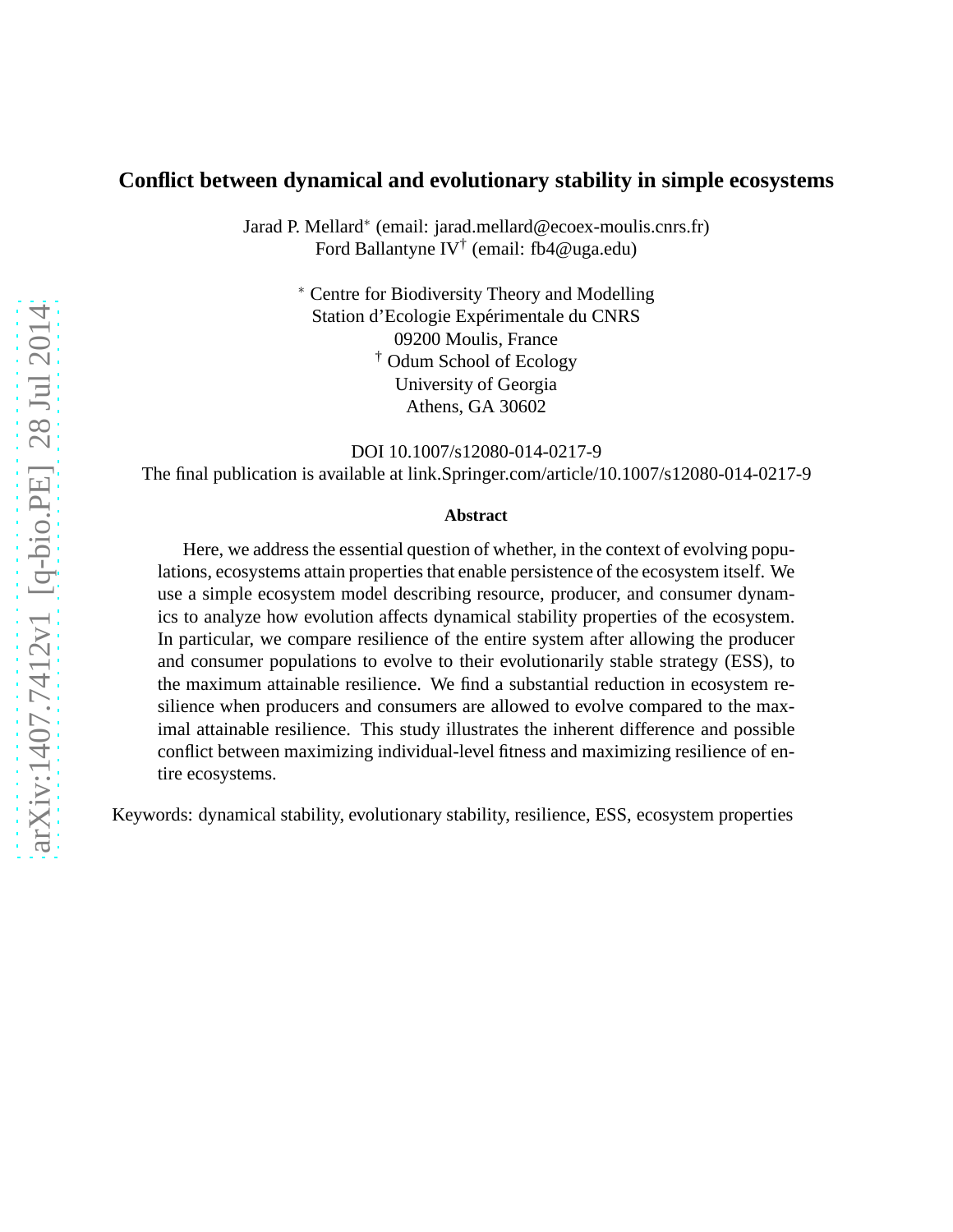# Conflict between dynamical and evolutionary stability in simple ecosystems

Jarad P. Mellard[*] (email: jarad.mellard@ecoex-moulis.cnrs.fr)
Ford Ballantyne IV[†] (email: fb4@uga.edu)

[*] Centre for Biodiversity Theory and Modelling
Station d'Ecologie Expérimentale du CNRS
09200 Moulis, France
[†] Odum School of Ecology
University of Georgia
Athens, GA 30602

DOI 10.1007/s12080-014-0217-9
The final publication is available at link.Springer.com/article/10.1007/s12080-014-0217-9

## Abstract

Here, we address the essential question of whether, in the context of evolving populations, ecosystems attain properties that enable persistence of the ecosystem itself. We use a simple ecosystem model describing resource, producer, and consumer dynamics to analyze how evolution affects dynamical stability properties of the ecosystem. In particular, we compare resilience of the entire system after allowing the producer and consumer populations to evolve to their evolutionarily stable strategy (ESS), to the maximum attainable resilience. We find a substantial reduction in ecosystem resilience when producers and consumers are allowed to evolve compared to the maximal attainable resilience. This study illustrates the inherent difference and possible conflict between maximizing individual-level fitness and maximizing resilience of entire ecosystems.

Keywords: dynamical stability, evolutionary stability, resilience, ESS, ecosystem properties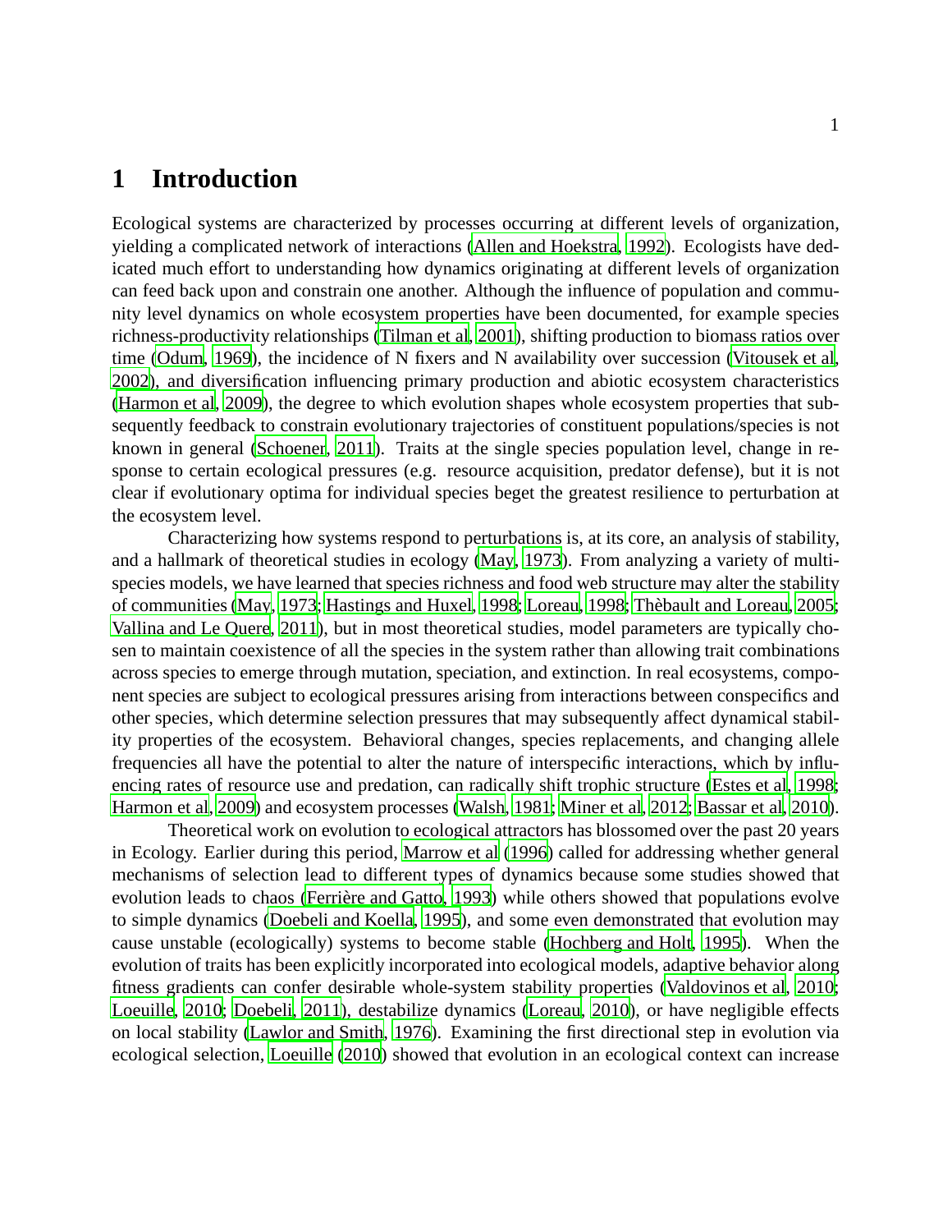# 1 Introduction

Ecological systems are characterized by processes occurring at different levels of organization, yielding a complicated network of interactions (Allen and Hoekstra, 1992). Ecologists have dedicated much effort to understanding how dynamics originating at different levels of organization can feed back upon and constrain one another. Although the influence of population and community level dynamics on whole ecosystem properties have been documented, for example species richness-productivity relationships (Tilman et al, 2001), shifting production to biomass ratios over time (Odum, 1969), the incidence of N fixers and N availability over succession (Vitousek et al, 2002), and diversification influencing primary production and abiotic ecosystem characteristics (Harmon et al, 2009), the degree to which evolution shapes whole ecosystem properties that subsequently feedback to constrain evolutionary trajectories of constituent populations/species is not known in general (Schoener, 2011). Traits at the single species population level, change in response to certain ecological pressures (e.g. resource acquisition, predator defense), but it is not clear if evolutionary optima for individual species beget the greatest resilience to perturbation at the ecosystem level.

Characterizing how systems respond to perturbations is, at its core, an analysis of stability, and a hallmark of theoretical studies in ecology (May, 1973). From analyzing a variety of multi-species models, we have learned that species richness and food web structure may alter the stability of communities (May, 1973; Hastings and Huxel, 1998; Loreau, 1998; Thèbault and Loreau, 2005; Vallina and Le Quere, 2011), but in most theoretical studies, model parameters are typically chosen to maintain coexistence of all the species in the system rather than allowing trait combinations across species to emerge through mutation, speciation, and extinction. In real ecosystems, component species are subject to ecological pressures arising from interactions between conspecifics and other species, which determine selection pressures that may subsequently affect dynamical stability properties of the ecosystem. Behavioral changes, species replacements, and changing allele frequencies all have the potential to alter the nature of interspecific interactions, which by influencing rates of resource use and predation, can radically shift trophic structure (Estes et al, 1998; Harmon et al, 2009) and ecosystem processes (Walsh, 1981; Miner et al, 2012; Bassar et al, 2010).

Theoretical work on evolution to ecological attractors has blossomed over the past 20 years in Ecology. Earlier during this period, Marrow et al (1996) called for addressing whether general mechanisms of selection lead to different types of dynamics because some studies showed that evolution leads to chaos (Ferrière and Gatto, 1993) while others showed that populations evolve to simple dynamics (Doebeli and Koella, 1995), and some even demonstrated that evolution may cause unstable (ecologically) systems to become stable (Hochberg and Holt, 1995). When the evolution of traits has been explicitly incorporated into ecological models, adaptive behavior along fitness gradients can confer desirable whole-system stability properties (Valdovinos et al, 2010; Loeuille, 2010; Doebeli, 2011), destabilize dynamics (Loreau, 2010), or have negligible effects on local stability (Lawlor and Smith, 1976). Examining the first directional step in evolution via ecological selection, Loeuille (2010) showed that evolution in an ecological context can increase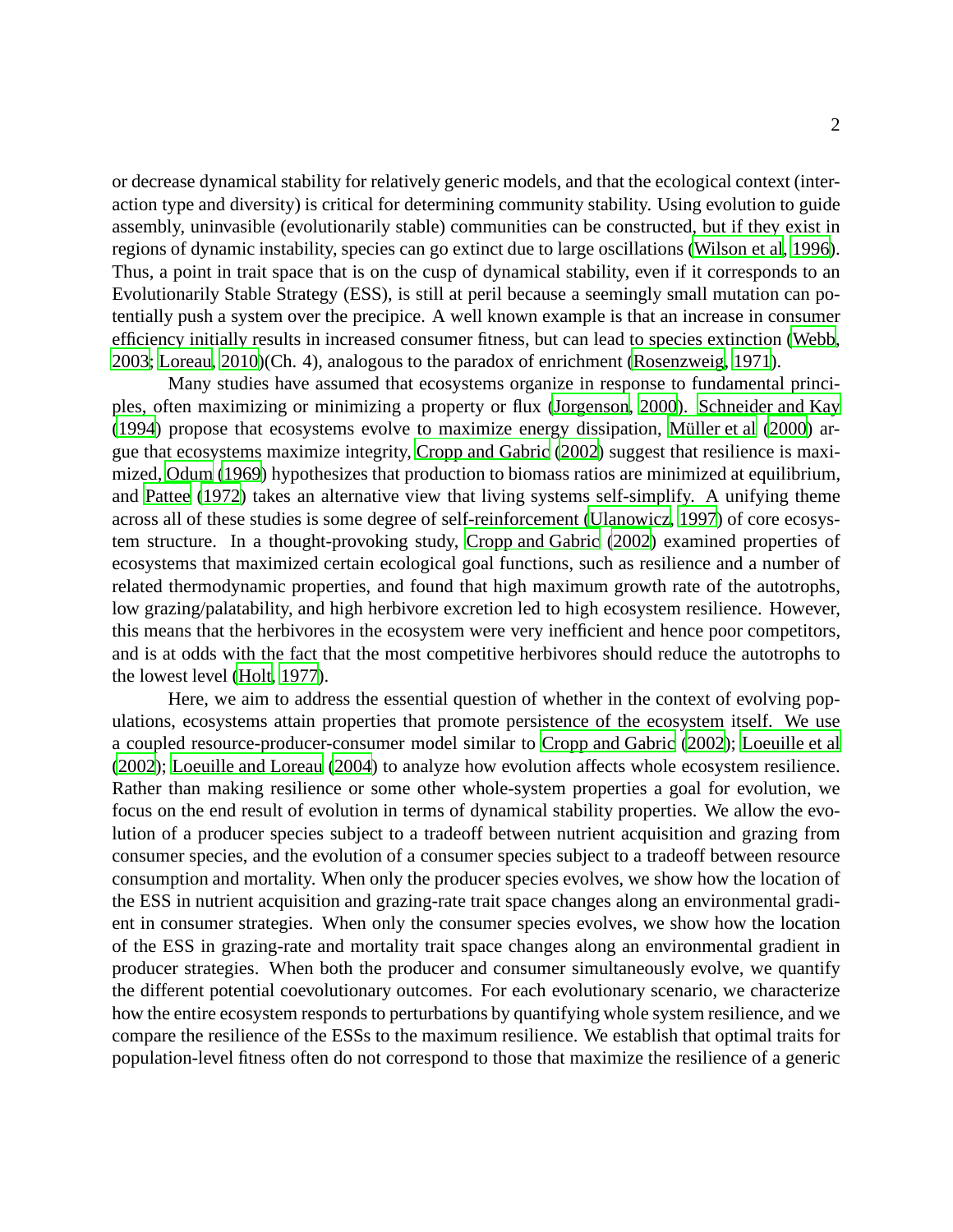or decrease dynamical stability for relatively generic models, and that the ecological context (interaction type and diversity) is critical for determining community stability. Using evolution to guide assembly, uninvasible (evolutionarily stable) communities can be constructed, but if they exist in regions of dynamic instability, species can go extinct due to large oscillations (Wilson et al, 1996). Thus, a point in trait space that is on the cusp of dynamical stability, even if it corresponds to an Evolutionarily Stable Strategy (ESS), is still at peril because a seemingly small mutation can potentially push a system over the precipice. A well known example is that an increase in consumer efficiency initially results in increased consumer fitness, but can lead to species extinction (Webb, 2003; Loreau, 2010)(Ch. 4), analogous to the paradox of enrichment (Rosenzweig, 1971).

Many studies have assumed that ecosystems organize in response to fundamental principles, often maximizing or minimizing a property or flux (Jorgenson, 2000). Schneider and Kay (1994) propose that ecosystems evolve to maximize energy dissipation, Müller et al (2000) argue that ecosystems maximize integrity, Cropp and Gabric (2002) suggest that resilience is maximized, Odum (1969) hypothesizes that production to biomass ratios are minimized at equilibrium, and Pattee (1972) takes an alternative view that living systems self-simplify. A unifying theme across all of these studies is some degree of self-reinforcement (Ulanowicz, 1997) of core ecosystem structure. In a thought-provoking study, Cropp and Gabric (2002) examined properties of ecosystems that maximized certain ecological goal functions, such as resilience and a number of related thermodynamic properties, and found that high maximum growth rate of the autotrophs, low grazing/palatability, and high herbivore excretion led to high ecosystem resilience. However, this means that the herbivores in the ecosystem were very inefficient and hence poor competitors, and is at odds with the fact that the most competitive herbivores should reduce the autotrophs to the lowest level (Holt, 1977).

Here, we aim to address the essential question of whether in the context of evolving populations, ecosystems attain properties that promote persistence of the ecosystem itself. We use a coupled resource-producer-consumer model similar to Cropp and Gabric (2002); Loeuille et al (2002); Loeuille and Loreau (2004) to analyze how evolution affects whole ecosystem resilience. Rather than making resilience or some other whole-system properties a goal for evolution, we focus on the end result of evolution in terms of dynamical stability properties. We allow the evolution of a producer species subject to a tradeoff between nutrient acquisition and grazing from consumer species, and the evolution of a consumer species subject to a tradeoff between resource consumption and mortality. When only the producer species evolves, we show how the location of the ESS in nutrient acquisition and grazing-rate trait space changes along an environmental gradient in consumer strategies. When only the consumer species evolves, we show how the location of the ESS in grazing-rate and mortality trait space changes along an environmental gradient in producer strategies. When both the producer and consumer simultaneously evolve, we quantify the different potential coevolutionary outcomes. For each evolutionary scenario, we characterize how the entire ecosystem responds to perturbations by quantifying whole system resilience, and we compare the resilience of the ESSs to the maximum resilience. We establish that optimal traits for population-level fitness often do not correspond to those that maximize the resilience of a generic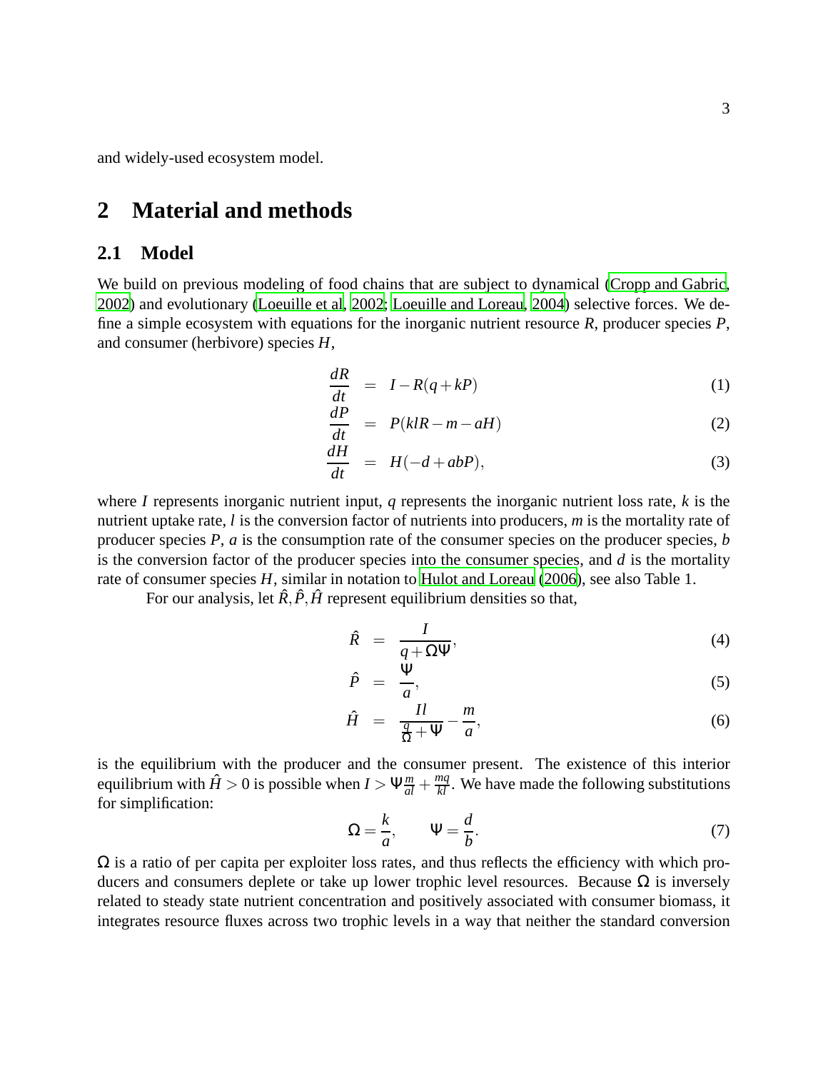and widely-used ecosystem model.

# 2 Material and methods

## 2.1 Model

We build on previous modeling of food chains that are subject to dynamical (Cropp and Gabric, 2002) and evolutionary (Loeuille et al, 2002; Loeuille and Loreau, 2004) selective forces. We define a simple ecosystem with equations for the inorganic nutrient resource $R$, producer species $P$, and consumer (herbivore) species $H$,

$$\frac{dR}{dt} = I - R(q + kP) \tag{1}$$

$$\frac{dP}{dt} = P(klR - m - aH) \tag{2}$$

$$\frac{dH}{dt} = H(-d + abP), \tag{3}$$

where $I$ represents inorganic nutrient input, $q$ represents the inorganic nutrient loss rate, $k$ is the nutrient uptake rate, $l$ is the conversion factor of nutrients into producers, $m$ is the mortality rate of producer species $P$, $a$ is the consumption rate of the consumer species on the producer species, $b$ is the conversion factor of the producer species into the consumer species, and $d$ is the mortality rate of consumer species $H$, similar in notation to Hulot and Loreau (2006), see also Table 1.

For our analysis, let $\hat{R}, \hat{P}, \hat{H}$ represent equilibrium densities so that,

$$\hat{R} = \frac{I}{q + \Omega\Psi}, \tag{4}$$

$$\hat{P} = \frac{\Psi}{a}, \tag{5}$$

$$\hat{H} = \frac{Il}{\frac{q}{\Omega} + \Psi} - \frac{m}{a}, \tag{6}$$

is the equilibrium with the producer and the consumer present. The existence of this interior equilibrium with $\hat{H} > 0$ is possible when $I > \Psi\frac{m}{al} + \frac{mq}{kl}$. We have made the following substitutions for simplification:

$$\Omega = \frac{k}{a}, \qquad \Psi = \frac{d}{b}. \tag{7}$$

$\Omega$ is a ratio of per capita per exploiter loss rates, and thus reflects the efficiency with which producers and consumers deplete or take up lower trophic level resources. Because $\Omega$ is inversely related to steady state nutrient concentration and positively associated with consumer biomass, it integrates resource fluxes across two trophic levels in a way that neither the standard conversion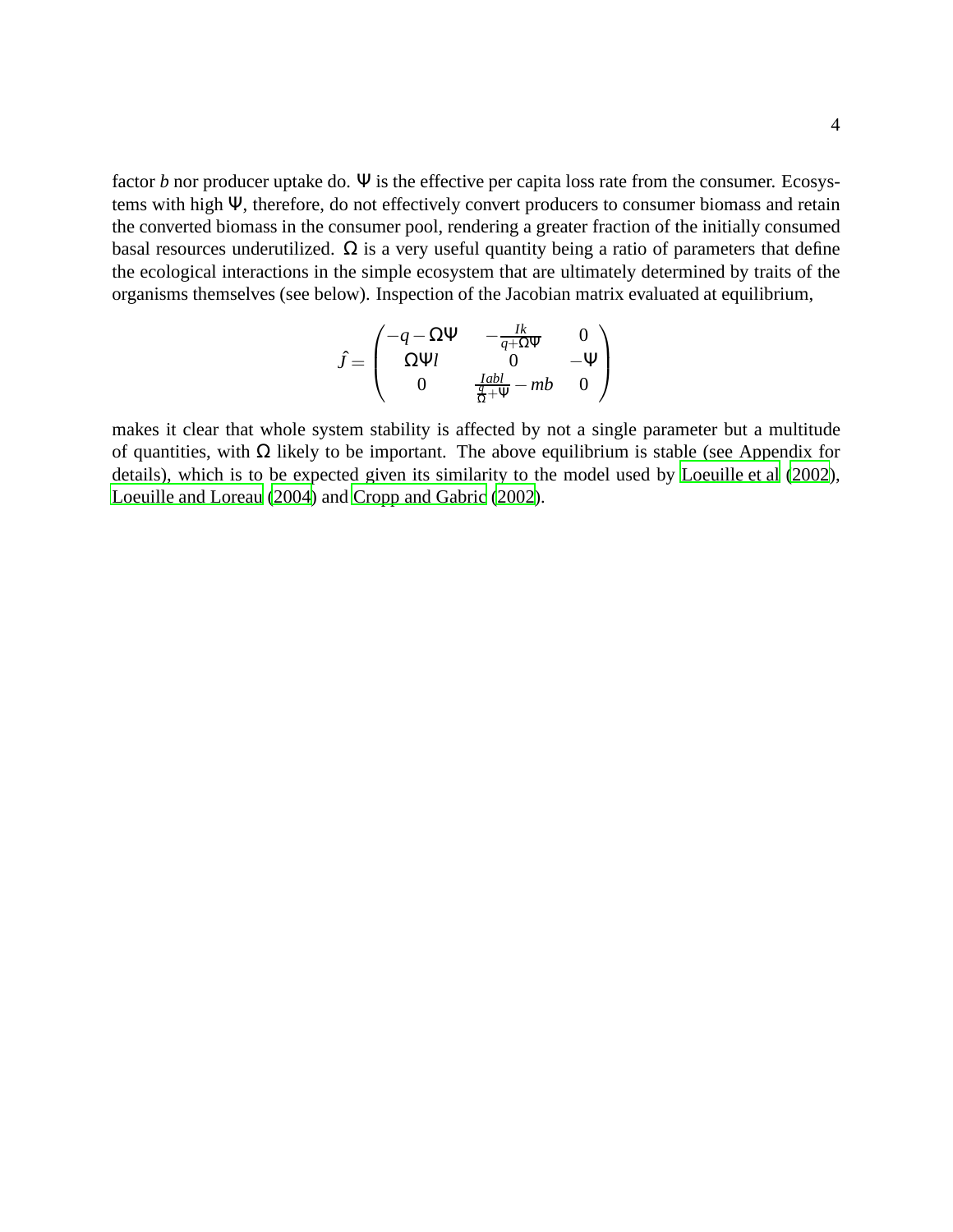factor $b$ nor producer uptake do. $\Psi$ is the effective per capita loss rate from the consumer. Ecosystems with high $\Psi$, therefore, do not effectively convert producers to consumer biomass and retain the converted biomass in the consumer pool, rendering a greater fraction of the initially consumed basal resources underutilized. $\Omega$ is a very useful quantity being a ratio of parameters that define the ecological interactions in the simple ecosystem that are ultimately determined by traits of the organisms themselves (see below). Inspection of the Jacobian matrix evaluated at equilibrium,

$$\hat{J} = \begin{pmatrix} -q-\Omega\Psi & -\frac{Ik}{q+\Omega\Psi} & 0 \\ \Omega\Psi l & 0 & -\Psi \\ 0 & \frac{Iabl}{\frac{q}{\Omega}+\Psi} - mb & 0 \end{pmatrix}$$

makes it clear that whole system stability is affected by not a single parameter but a multitude of quantities, with $\Omega$ likely to be important. The above equilibrium is stable (see Appendix for details), which is to be expected given its similarity to the model used by Loeuille et al (2002), Loeuille and Loreau (2004) and Cropp and Gabric (2002).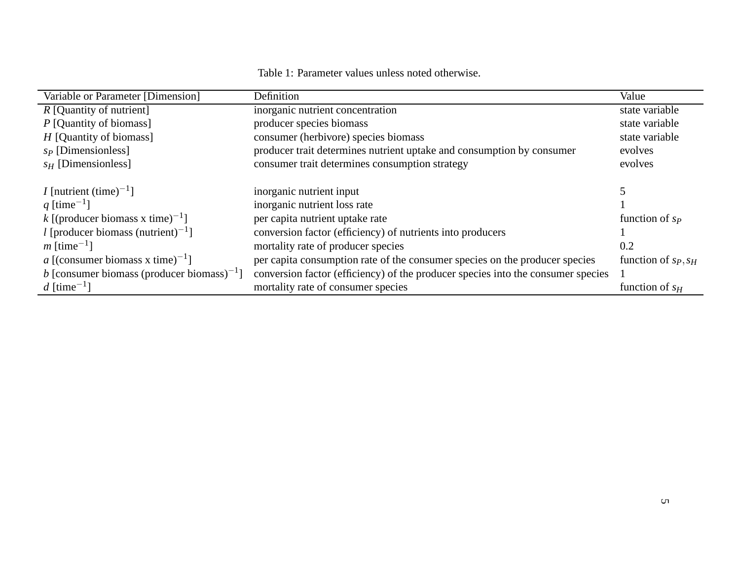Table 1: Parameter values unless noted otherwise.

| Variable or Parameter [Dimension] | Definition | Value |
|---|---|---|
| $R$ [Quantity of nutrient] | inorganic nutrient concentration | state variable |
| $P$ [Quantity of biomass] | producer species biomass | state variable |
| $H$ [Quantity of biomass] | consumer (herbivore) species biomass | state variable |
| $s_P$ [Dimensionless] | producer trait determines nutrient uptake and consumption by consumer | evolves |
| $s_H$ [Dimensionless] | consumer trait determines consumption strategy | evolves |
| | | |
| $I$ [nutrient $(\text{time})^{-1}$] | inorganic nutrient input | 5 |
| $q$ [$\text{time}^{-1}$] | inorganic nutrient loss rate | 1 |
| $k$ [(producer biomass x time)$^{-1}$] | per capita nutrient uptake rate | function of $s_P$ |
| $l$ [producer biomass (nutrient)$^{-1}$] | conversion factor (efficiency) of nutrients into producers | 1 |
| $m$ [$\text{time}^{-1}$] | mortality rate of producer species | 0.2 |
| $a$ [(consumer biomass x time)$^{-1}$] | per capita consumption rate of the consumer species on the producer species | function of $s_P, s_H$ |
| $b$ [consumer biomass (producer biomass)$^{-1}$] | conversion factor (efficiency) of the producer species into the consumer species | 1 |
| $d$ [$\text{time}^{-1}$] | mortality rate of consumer species | function of $s_H$ |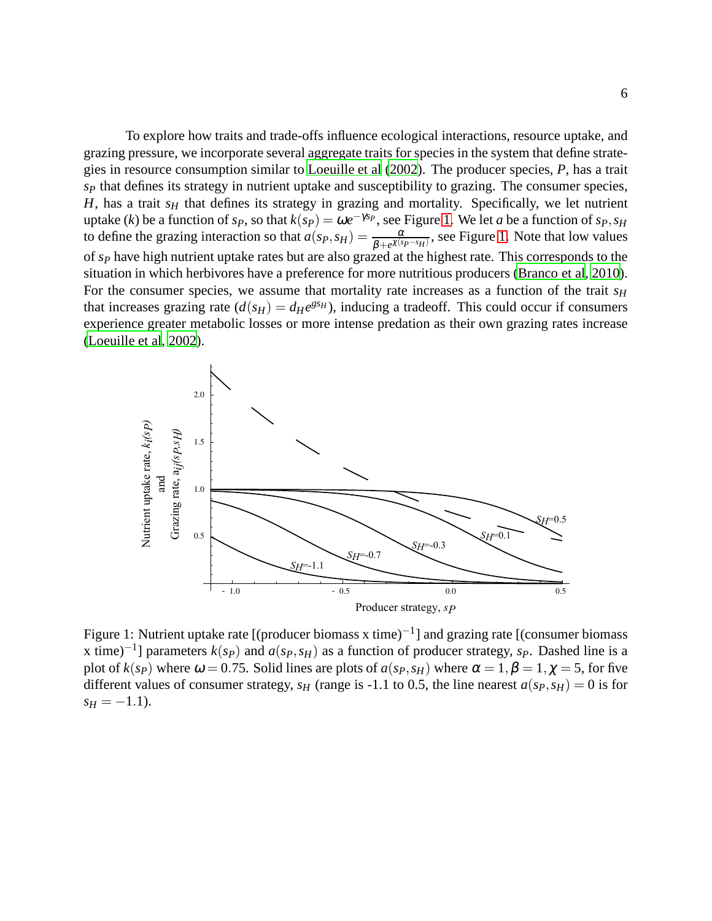To explore how traits and trade-offs influence ecological interactions, resource uptake, and grazing pressure, we incorporate several aggregate traits for species in the system that define strategies in resource consumption similar to Loeuille et al (2002). The producer species, $P$, has a trait $s_P$ that defines its strategy in nutrient uptake and susceptibility to grazing. The consumer species, $H$, has a trait $s_H$ that defines its strategy in grazing and mortality. Specifically, we let nutrient uptake ($k$) be a function of $s_P$, so that $k(s_P) = \omega e^{-\gamma s_P}$, see Figure 1. We let $a$ be a function of $s_P, s_H$ to define the grazing interaction so that $a(s_P, s_H) = \frac{\alpha}{\beta + e^{\chi(s_P - s_H)}}$, see Figure 1. Note that low values of $s_P$ have high nutrient uptake rates but are also grazed at the highest rate. This corresponds to the situation in which herbivores have a preference for more nutritious producers (Branco et al, 2010). For the consumer species, we assume that mortality rate increases as a function of the trait $s_H$ that increases grazing rate ($d(s_H) = d_H e^{g s_H}$), inducing a tradeoff. This could occur if consumers experience greater metabolic losses or more intense predation as their own grazing rates increase (Loeuille et al, 2002).

Figure 1: Nutrient uptake rate [(producer biomass x time)$^{-1}$] and grazing rate [(consumer biomass x time)$^{-1}$] parameters $k(s_P)$ and $a(s_P, s_H)$ as a function of producer strategy, $s_P$. Dashed line is a plot of $k(s_P)$ where $\omega = 0.75$. Solid lines are plots of $a(s_P, s_H)$ where $\alpha = 1, \beta = 1, \chi = 5$, for five different values of consumer strategy, $s_H$ (range is -1.1 to 0.5, the line nearest $a(s_P, s_H) = 0$ is for $s_H = -1.1$).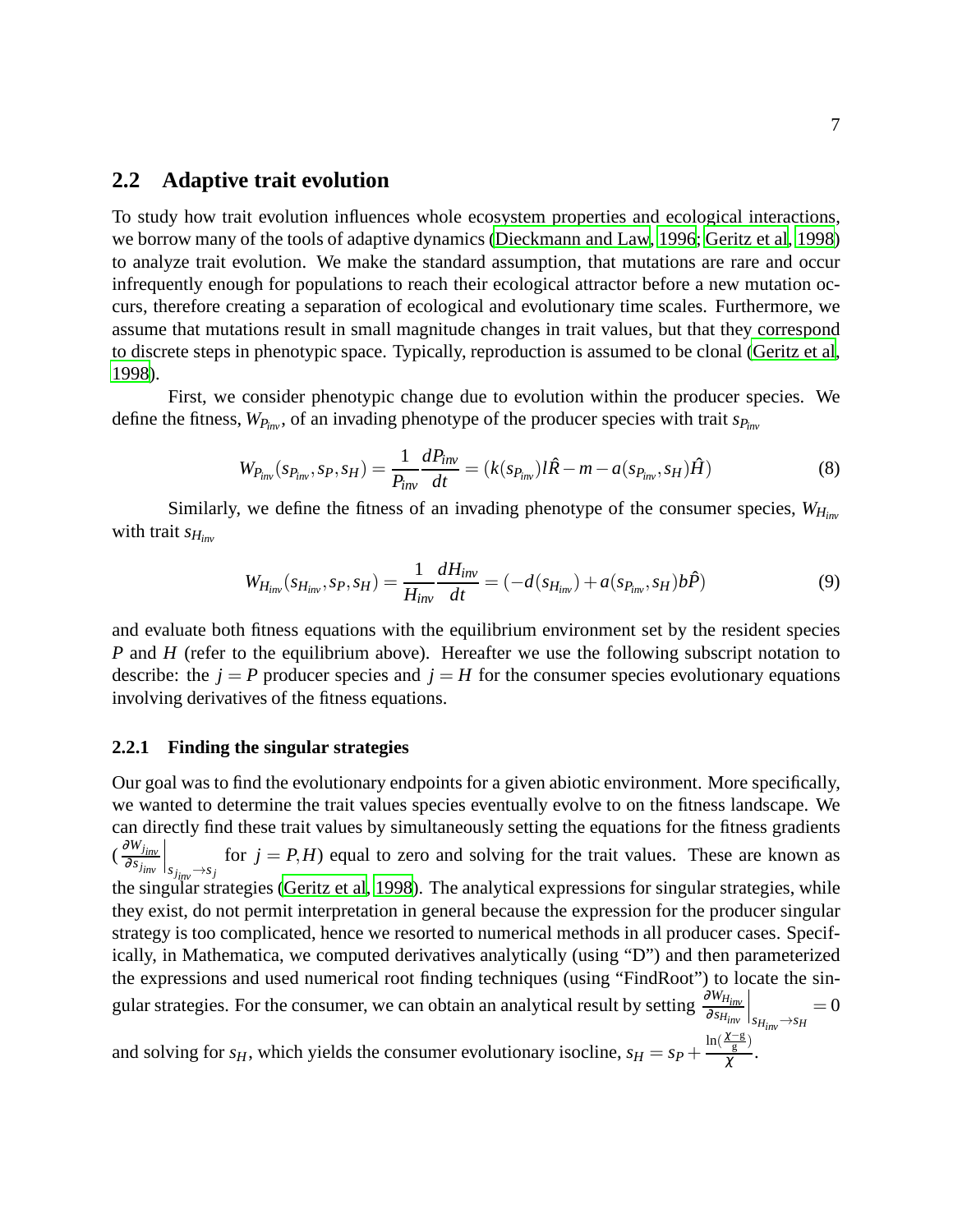## 2.2 Adaptive trait evolution

To study how trait evolution influences whole ecosystem properties and ecological interactions, we borrow many of the tools of adaptive dynamics (Dieckmann and Law, 1996; Geritz et al, 1998) to analyze trait evolution. We make the standard assumption, that mutations are rare and occur infrequently enough for populations to reach their ecological attractor before a new mutation occurs, therefore creating a separation of ecological and evolutionary time scales. Furthermore, we assume that mutations result in small magnitude changes in trait values, but that they correspond to discrete steps in phenotypic space. Typically, reproduction is assumed to be clonal (Geritz et al, 1998).

First, we consider phenotypic change due to evolution within the producer species. We define the fitness, $W_{P_{inv}}$, of an invading phenotype of the producer species with trait $s_{P_{inv}}$

$$W_{P_{inv}}(s_{P_{inv}}, s_P, s_H) = \frac{1}{P_{inv}} \frac{dP_{inv}}{dt} = (k(s_{P_{inv}})l\hat{R} - m - a(s_{P_{inv}}, s_H)\hat{H}) \tag{8}$$

Similarly, we define the fitness of an invading phenotype of the consumer species, $W_{H_{inv}}$ with trait $s_{H_{inv}}$

$$W_{H_{inv}}(s_{H_{inv}}, s_P, s_H) = \frac{1}{H_{inv}} \frac{dH_{inv}}{dt} = (-d(s_{H_{inv}}) + a(s_{P_{inv}}, s_H)b\hat{P}) \tag{9}$$

and evaluate both fitness equations with the equilibrium environment set by the resident species $P$ and $H$ (refer to the equilibrium above). Hereafter we use the following subscript notation to describe: the $j = P$ producer species and $j = H$ for the consumer species evolutionary equations involving derivatives of the fitness equations.

### 2.2.1 Finding the singular strategies

Our goal was to find the evolutionary endpoints for a given abiotic environment. More specifically, we wanted to determine the trait values species eventually evolve to on the fitness landscape. We can directly find these trait values by simultaneously setting the equations for the fitness gradients ($\left.\frac{\partial W_{j_{inv}}}{\partial s_{j_{inv}}}\right|_{s_{j_{inv}} \to s_j}$ for $j = P, H$) equal to zero and solving for the trait values. These are known as the singular strategies (Geritz et al, 1998). The analytical expressions for singular strategies, while they exist, do not permit interpretation in general because the expression for the producer singular strategy is too complicated, hence we resorted to numerical methods in all producer cases. Specifically, in Mathematica, we computed derivatives analytically (using "D") and then parameterized the expressions and used numerical root finding techniques (using "FindRoot") to locate the singular strategies. For the consumer, we can obtain an analytical result by setting $\left.\frac{\partial W_{H_{inv}}}{\partial s_{H_{inv}}}\right|_{s_{H_{inv}} \to s_H} = 0$ and solving for $s_H$, which yields the consumer evolutionary isocline, $s_H = s_P + \frac{\ln(\frac{\chi - g}{g})}{\chi}$.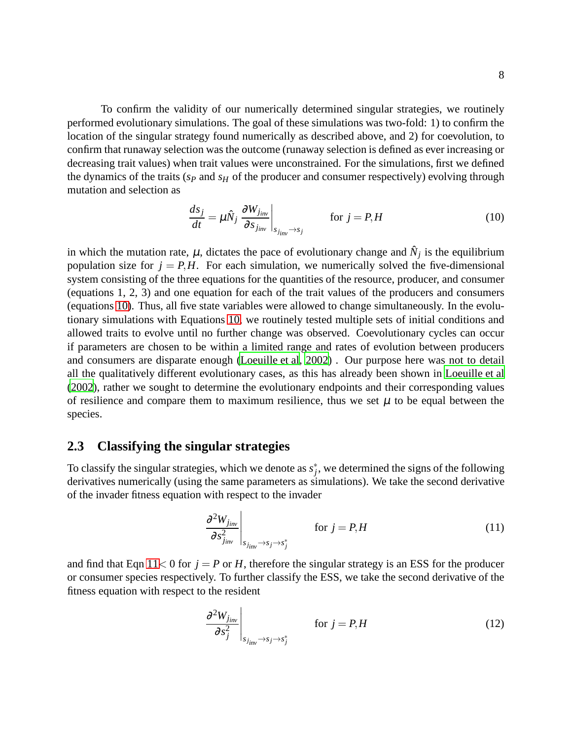To confirm the validity of our numerically determined singular strategies, we routinely performed evolutionary simulations. The goal of these simulations was two-fold: 1) to confirm the location of the singular strategy found numerically as described above, and 2) for coevolution, to confirm that runaway selection was the outcome (runaway selection is defined as ever increasing or decreasing trait values) when trait values were unconstrained. For the simulations, first we defined the dynamics of the traits ($s_P$ and $s_H$ of the producer and consumer respectively) evolving through mutation and selection as

$$\frac{ds_j}{dt} = \mu \hat{N}_j \left. \frac{\partial W_{j_{inv}}}{\partial s_{j_{inv}}} \right|_{s_{j_{inv}} \to s_j} \qquad \text{for } j = P, H \tag{10}$$

in which the mutation rate, $\mu$, dictates the pace of evolutionary change and $\hat{N}_j$ is the equilibrium population size for $j = P, H$. For each simulation, we numerically solved the five-dimensional system consisting of the three equations for the quantities of the resource, producer, and consumer (equations 1, 2, 3) and one equation for each of the trait values of the producers and consumers (equations 10). Thus, all five state variables were allowed to change simultaneously. In the evolutionary simulations with Equations 10, we routinely tested multiple sets of initial conditions and allowed traits to evolve until no further change was observed. Coevolutionary cycles can occur if parameters are chosen to be within a limited range and rates of evolution between producers and consumers are disparate enough (Loeuille et al, 2002) . Our purpose here was not to detail all the qualitatively different evolutionary cases, as this has already been shown in Loeuille et al (2002), rather we sought to determine the evolutionary endpoints and their corresponding values of resilience and compare them to maximum resilience, thus we set $\mu$ to be equal between the species.

## 2.3 Classifying the singular strategies

To classify the singular strategies, which we denote as $s_j^*$, we determined the signs of the following derivatives numerically (using the same parameters as simulations). We take the second derivative of the invader fitness equation with respect to the invader

$$\left. \frac{\partial^2 W_{j_{inv}}}{\partial s_{j_{inv}}^2} \right|_{s_{j_{inv}} \to s_j \to s_j^*} \qquad \text{for } j = P, H \tag{11}$$

and find that Eqn 11$<0$ for $j = P$ or $H$, therefore the singular strategy is an ESS for the producer or consumer species respectively. To further classify the ESS, we take the second derivative of the fitness equation with respect to the resident

$$\left. \frac{\partial^2 W_{j_{inv}}}{\partial s_j^2} \right|_{s_{j_{inv}} \to s_j \to s_j^*} \qquad \text{for } j = P, H \tag{12}$$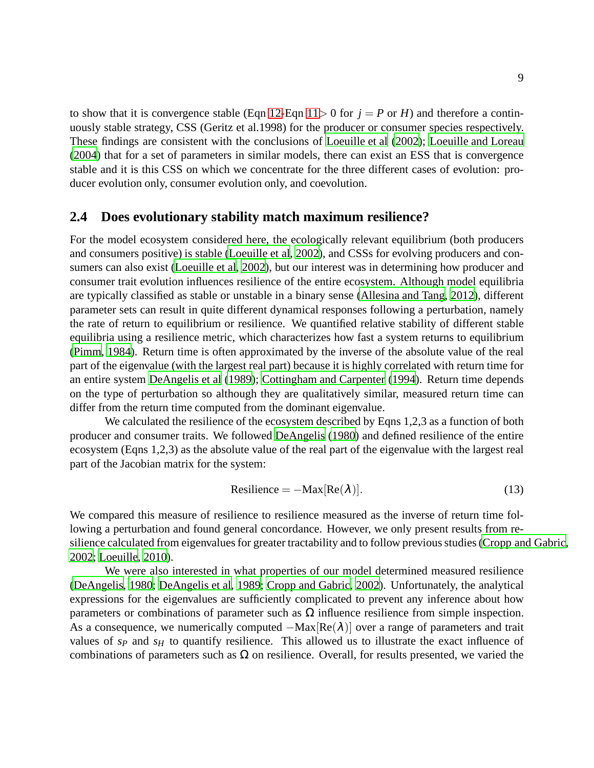to show that it is convergence stable (Eqn 12-Eqn 11 $> 0$ for $j = P$ or $H$) and therefore a continuously stable strategy, CSS (Geritz et al.1998) for the producer or consumer species respectively. These findings are consistent with the conclusions of Loeuille et al (2002); Loeuille and Loreau (2004) that for a set of parameters in similar models, there can exist an ESS that is convergence stable and it is this CSS on which we concentrate for the three different cases of evolution: producer evolution only, consumer evolution only, and coevolution.

## 2.4 Does evolutionary stability match maximum resilience?

For the model ecosystem considered here, the ecologically relevant equilibrium (both producers and consumers positive) is stable (Loeuille et al, 2002), and CSSs for evolving producers and consumers can also exist (Loeuille et al, 2002), but our interest was in determining how producer and consumer trait evolution influences resilience of the entire ecosystem. Although model equilibria are typically classified as stable or unstable in a binary sense (Allesina and Tang, 2012), different parameter sets can result in quite different dynamical responses following a perturbation, namely the rate of return to equilibrium or resilience. We quantified relative stability of different stable equilibria using a resilience metric, which characterizes how fast a system returns to equilibrium (Pimm, 1984). Return time is often approximated by the inverse of the absolute value of the real part of the eigenvalue (with the largest real part) because it is highly correlated with return time for an entire system DeAngelis et al (1989); Cottingham and Carpenter (1994). Return time depends on the type of perturbation so although they are qualitatively similar, measured return time can differ from the return time computed from the dominant eigenvalue.

We calculated the resilience of the ecosystem described by Eqns 1,2,3 as a function of both producer and consumer traits. We followed DeAngelis (1980) and defined resilience of the entire ecosystem (Eqns 1,2,3) as the absolute value of the real part of the eigenvalue with the largest real part of the Jacobian matrix for the system:

$$\text{Resilience} = -\text{Max}[\text{Re}(\lambda)]. \tag{13}$$

We compared this measure of resilience to resilience measured as the inverse of return time following a perturbation and found general concordance. However, we only present results from resilience calculated from eigenvalues for greater tractability and to follow previous studies (Cropp and Gabric, 2002; Loeuille, 2010).

We were also interested in what properties of our model determined measured resilience (DeAngelis, 1980; DeAngelis et al, 1989; Cropp and Gabric, 2002). Unfortunately, the analytical expressions for the eigenvalues are sufficiently complicated to prevent any inference about how parameters or combinations of parameter such as $\Omega$ influence resilience from simple inspection. As a consequence, we numerically computed $-\text{Max}[\text{Re}(\lambda)]$ over a range of parameters and trait values of $s_P$ and $s_H$ to quantify resilience. This allowed us to illustrate the exact influence of combinations of parameters such as $\Omega$ on resilience. Overall, for results presented, we varied the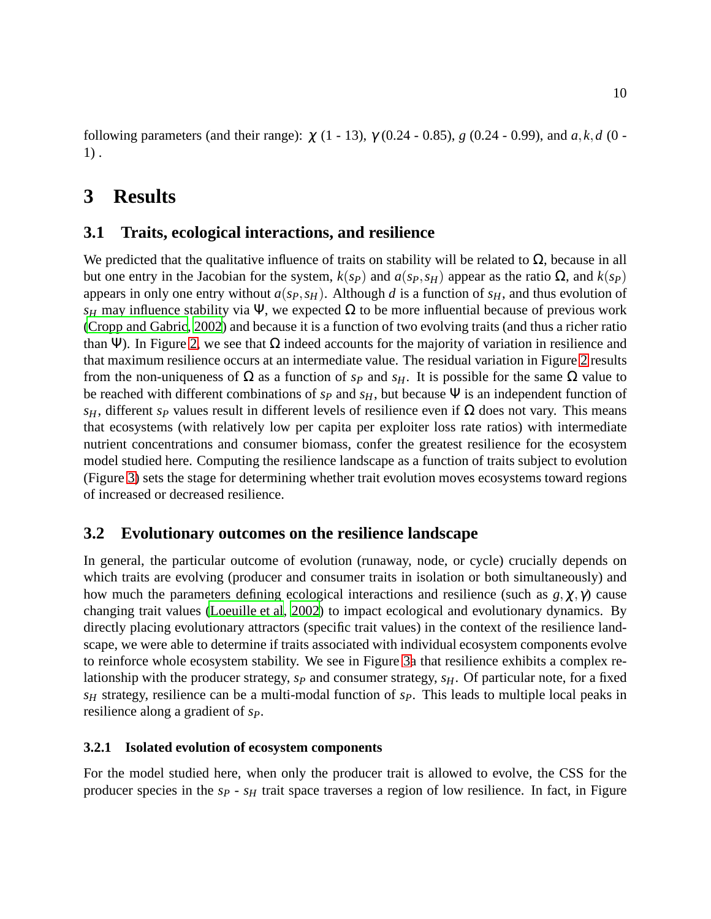following parameters (and their range): $\chi$ (1 - 13), $\gamma$ (0.24 - 0.85), $g$ (0.24 - 0.99), and $a, k, d$ (0 - 1) .

# 3 Results

## 3.1 Traits, ecological interactions, and resilience

We predicted that the qualitative influence of traits on stability will be related to $\Omega$, because in all but one entry in the Jacobian for the system, $k(s_P)$ and $a(s_P, s_H)$ appear as the ratio $\Omega$, and $k(s_P)$ appears in only one entry without $a(s_P, s_H)$. Although $d$ is a function of $s_H$, and thus evolution of $s_H$ may influence stability via $\Psi$, we expected $\Omega$ to be more influential because of previous work (Cropp and Gabric, 2002) and because it is a function of two evolving traits (and thus a richer ratio than $\Psi$). In Figure 2, we see that $\Omega$ indeed accounts for the majority of variation in resilience and that maximum resilience occurs at an intermediate value. The residual variation in Figure 2 results from the non-uniqueness of $\Omega$ as a function of $s_P$ and $s_H$. It is possible for the same $\Omega$ value to be reached with different combinations of $s_P$ and $s_H$, but because $\Psi$ is an independent function of $s_H$, different $s_P$ values result in different levels of resilience even if $\Omega$ does not vary. This means that ecosystems (with relatively low per capita per exploiter loss rate ratios) with intermediate nutrient concentrations and consumer biomass, confer the greatest resilience for the ecosystem model studied here. Computing the resilience landscape as a function of traits subject to evolution (Figure 3) sets the stage for determining whether trait evolution moves ecosystems toward regions of increased or decreased resilience.

## 3.2 Evolutionary outcomes on the resilience landscape

In general, the particular outcome of evolution (runaway, node, or cycle) crucially depends on which traits are evolving (producer and consumer traits in isolation or both simultaneously) and how much the parameters defining ecological interactions and resilience (such as $g, \chi, \gamma$) cause changing trait values (Loeuille et al, 2002) to impact ecological and evolutionary dynamics. By directly placing evolutionary attractors (specific trait values) in the context of the resilience landscape, we were able to determine if traits associated with individual ecosystem components evolve to reinforce whole ecosystem stability. We see in Figure 3a that resilience exhibits a complex relationship with the producer strategy, $s_P$ and consumer strategy, $s_H$. Of particular note, for a fixed $s_H$ strategy, resilience can be a multi-modal function of $s_P$. This leads to multiple local peaks in resilience along a gradient of $s_P$.

### 3.2.1 Isolated evolution of ecosystem components

For the model studied here, when only the producer trait is allowed to evolve, the CSS for the producer species in the $s_P$ - $s_H$ trait space traverses a region of low resilience. In fact, in Figure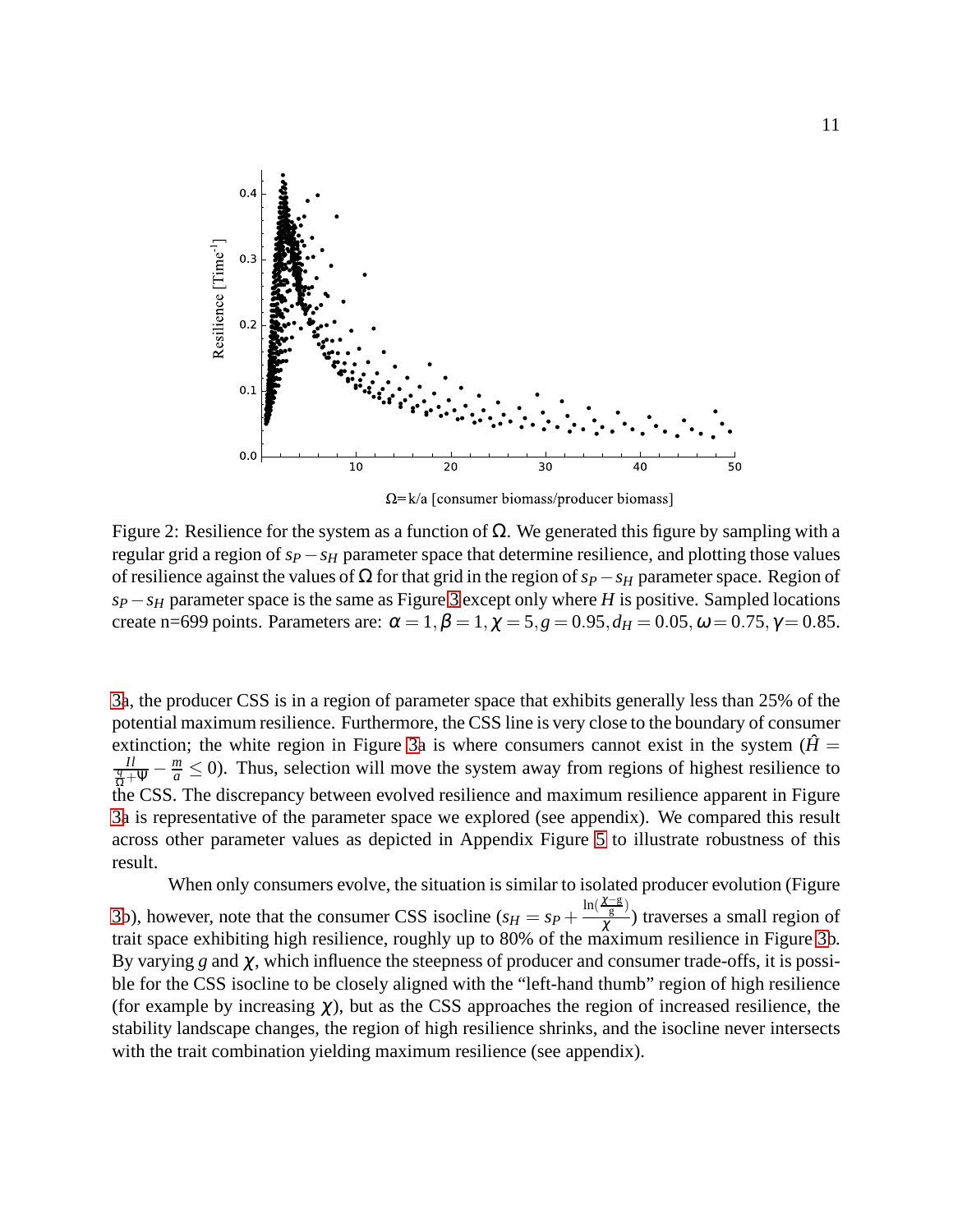Figure 2: Resilience for the system as a function of $\Omega$. We generated this figure by sampling with a regular grid a region of $s_P - s_H$ parameter space that determine resilience, and plotting those values of resilience against the values of $\Omega$ for that grid in the region of $s_P - s_H$ parameter space. Region of $s_P - s_H$ parameter space is the same as Figure 3 except only where $H$ is positive. Sampled locations create n=699 points. Parameters are: $\alpha = 1, \beta = 1, \chi = 5, g = 0.95, d_H = 0.05, \omega = 0.75, \gamma = 0.85$.

3a, the producer CSS is in a region of parameter space that exhibits generally less than 25% of the potential maximum resilience. Furthermore, the CSS line is very close to the boundary of consumer extinction; the white region in Figure 3a is where consumers cannot exist in the system ($\hat{H} = \frac{Il}{\frac{q}{\Omega}+\Psi} - \frac{m}{a} \leq 0$). Thus, selection will move the system away from regions of highest resilience to the CSS. The discrepancy between evolved resilience and maximum resilience apparent in Figure 3a is representative of the parameter space we explored (see appendix). We compared this result across other parameter values as depicted in Appendix Figure 5 to illustrate robustness of this result.

When only consumers evolve, the situation is similar to isolated producer evolution (Figure 3b), however, note that the consumer CSS isocline ($s_H = s_P + \frac{\ln(\frac{\chi - g}{g})}{\chi}$) traverses a small region of trait space exhibiting high resilience, roughly up to 80% of the maximum resilience in Figure 3b. By varying $g$ and $\chi$, which influence the steepness of producer and consumer trade-offs, it is possible for the CSS isocline to be closely aligned with the "left-hand thumb" region of high resilience (for example by increasing $\chi$), but as the CSS approaches the region of increased resilience, the stability landscape changes, the region of high resilience shrinks, and the isocline never intersects with the trait combination yielding maximum resilience (see appendix).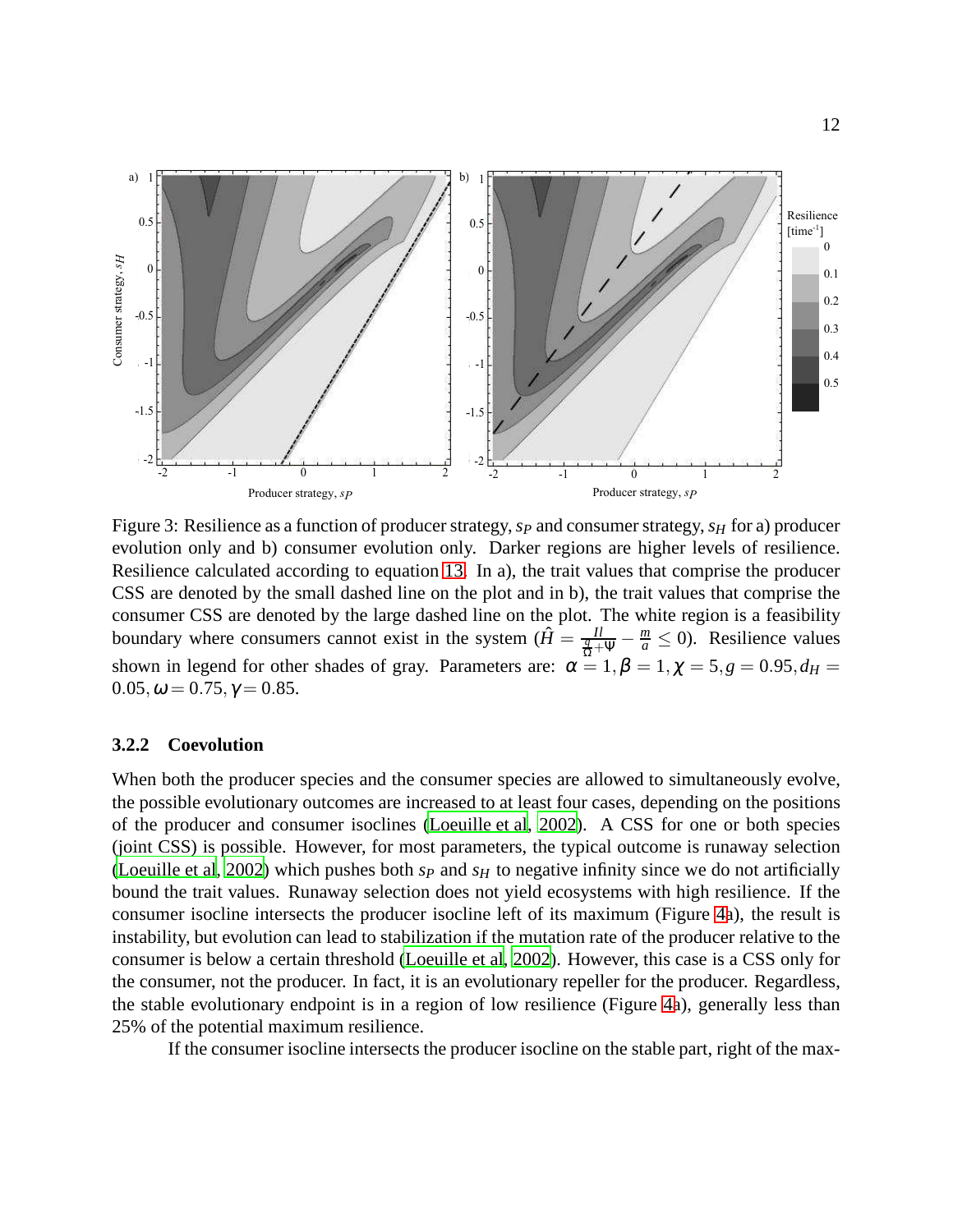Figure 3: Resilience as a function of producer strategy, $s_P$ and consumer strategy, $s_H$ for a) producer evolution only and b) consumer evolution only. Darker regions are higher levels of resilience. Resilience calculated according to equation 13. In a), the trait values that comprise the producer CSS are denoted by the small dashed line on the plot and in b), the trait values that comprise the consumer CSS are denoted by the large dashed line on the plot. The white region is a feasibility boundary where consumers cannot exist in the system ($\hat{H} = \frac{Il}{\frac{q}{\Omega}+\Psi} - \frac{m}{a} \leq 0$). Resilience values shown in legend for other shades of gray. Parameters are: $\alpha = 1, \beta = 1, \chi = 5, g = 0.95, d_H = 0.05, \omega = 0.75, \gamma = 0.85$.

#### 3.2.2 Coevolution

When both the producer species and the consumer species are allowed to simultaneously evolve, the possible evolutionary outcomes are increased to at least four cases, depending on the positions of the producer and consumer isoclines (Loeuille et al, 2002). A CSS for one or both species (joint CSS) is possible. However, for most parameters, the typical outcome is runaway selection (Loeuille et al, 2002) which pushes both $s_P$ and $s_H$ to negative infinity since we do not artificially bound the trait values. Runaway selection does not yield ecosystems with high resilience. If the consumer isocline intersects the producer isocline left of its maximum (Figure 4a), the result is instability, but evolution can lead to stabilization if the mutation rate of the producer relative to the consumer is below a certain threshold (Loeuille et al, 2002). However, this case is a CSS only for the consumer, not the producer. In fact, it is an evolutionary repeller for the producer. Regardless, the stable evolutionary endpoint is in a region of low resilience (Figure 4a), generally less than 25% of the potential maximum resilience.

If the consumer isocline intersects the producer isocline on the stable part, right of the max-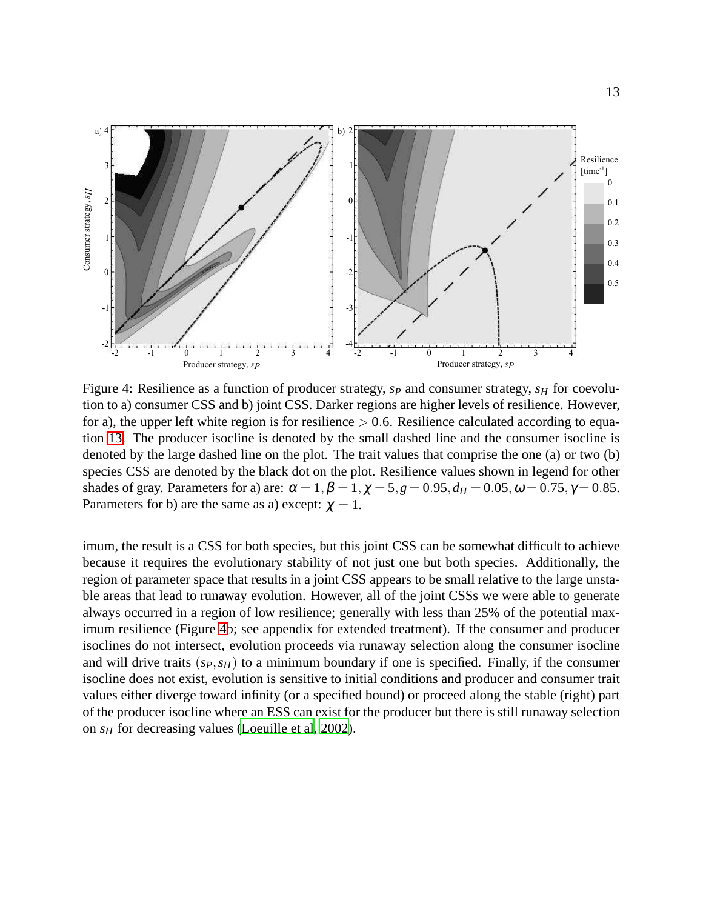Figure 4: Resilience as a function of producer strategy, $s_P$ and consumer strategy, $s_H$ for coevolution to a) consumer CSS and b) joint CSS. Darker regions are higher levels of resilience. However, for a), the upper left white region is for resilience $> 0.6$. Resilience calculated according to equation 13. The producer isocline is denoted by the small dashed line and the consumer isocline is denoted by the large dashed line on the plot. The trait values that comprise the one (a) or two (b) species CSS are denoted by the black dot on the plot. Resilience values shown in legend for other shades of gray. Parameters for a) are: $\alpha = 1, \beta = 1, \chi = 5, g = 0.95, d_H = 0.05, \omega = 0.75, \gamma = 0.85$. Parameters for b) are the same as a) except: $\chi = 1$.

imum, the result is a CSS for both species, but this joint CSS can be somewhat difficult to achieve because it requires the evolutionary stability of not just one but both species. Additionally, the region of parameter space that results in a joint CSS appears to be small relative to the large unstable areas that lead to runaway evolution. However, all of the joint CSSs we were able to generate always occurred in a region of low resilience; generally with less than 25% of the potential maximum resilience (Figure 4b; see appendix for extended treatment). If the consumer and producer isoclines do not intersect, evolution proceeds via runaway selection along the consumer isocline and will drive traits $(s_P, s_H)$ to a minimum boundary if one is specified. Finally, if the consumer isocline does not exist, evolution is sensitive to initial conditions and producer and consumer trait values either diverge toward infinity (or a specified bound) or proceed along the stable (right) part of the producer isocline where an ESS can exist for the producer but there is still runaway selection on $s_H$ for decreasing values (Loeuille et al, 2002).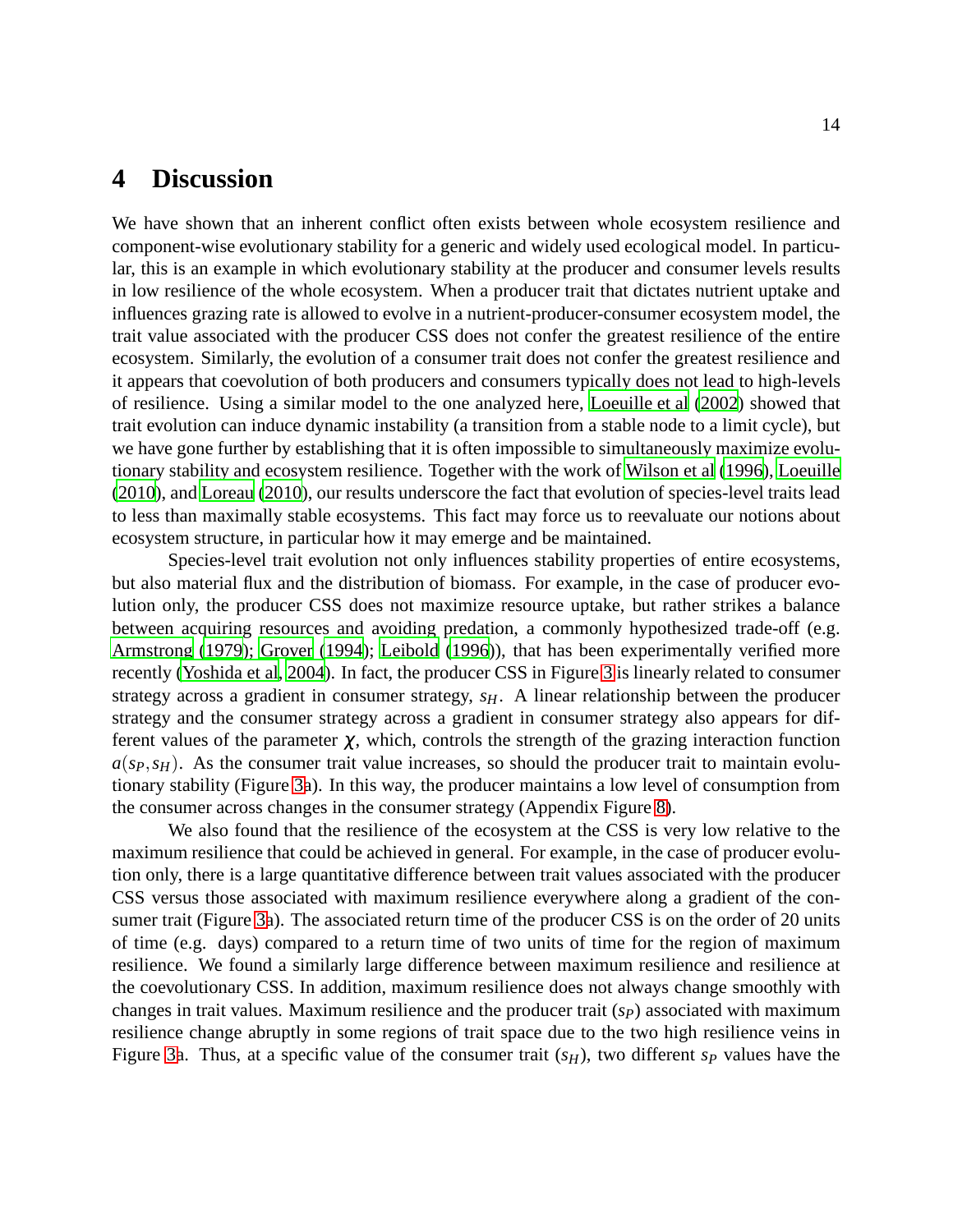# 4 Discussion

We have shown that an inherent conflict often exists between whole ecosystem resilience and component-wise evolutionary stability for a generic and widely used ecological model. In particular, this is an example in which evolutionary stability at the producer and consumer levels results in low resilience of the whole ecosystem. When a producer trait that dictates nutrient uptake and influences grazing rate is allowed to evolve in a nutrient-producer-consumer ecosystem model, the trait value associated with the producer CSS does not confer the greatest resilience of the entire ecosystem. Similarly, the evolution of a consumer trait does not confer the greatest resilience and it appears that coevolution of both producers and consumers typically does not lead to high-levels of resilience. Using a similar model to the one analyzed here, Loeuille et al (2002) showed that trait evolution can induce dynamic instability (a transition from a stable node to a limit cycle), but we have gone further by establishing that it is often impossible to simultaneously maximize evolutionary stability and ecosystem resilience. Together with the work of Wilson et al (1996), Loeuille (2010), and Loreau (2010), our results underscore the fact that evolution of species-level traits lead to less than maximally stable ecosystems. This fact may force us to reevaluate our notions about ecosystem structure, in particular how it may emerge and be maintained.

Species-level trait evolution not only influences stability properties of entire ecosystems, but also material flux and the distribution of biomass. For example, in the case of producer evolution only, the producer CSS does not maximize resource uptake, but rather strikes a balance between acquiring resources and avoiding predation, a commonly hypothesized trade-off (e.g. Armstrong (1979); Grover (1994); Leibold (1996)), that has been experimentally verified more recently (Yoshida et al, 2004). In fact, the producer CSS in Figure 3 is linearly related to consumer strategy across a gradient in consumer strategy, $s_H$. A linear relationship between the producer strategy and the consumer strategy across a gradient in consumer strategy also appears for different values of the parameter $\chi$, which, controls the strength of the grazing interaction function $a(s_P, s_H)$. As the consumer trait value increases, so should the producer trait to maintain evolutionary stability (Figure 3a). In this way, the producer maintains a low level of consumption from the consumer across changes in the consumer strategy (Appendix Figure 8).

We also found that the resilience of the ecosystem at the CSS is very low relative to the maximum resilience that could be achieved in general. For example, in the case of producer evolution only, there is a large quantitative difference between trait values associated with the producer CSS versus those associated with maximum resilience everywhere along a gradient of the consumer trait (Figure 3a). The associated return time of the producer CSS is on the order of 20 units of time (e.g. days) compared to a return time of two units of time for the region of maximum resilience. We found a similarly large difference between maximum resilience and resilience at the coevolutionary CSS. In addition, maximum resilience does not always change smoothly with changes in trait values. Maximum resilience and the producer trait ($s_P$) associated with maximum resilience change abruptly in some regions of trait space due to the two high resilience veins in Figure 3a. Thus, at a specific value of the consumer trait ($s_H$), two different $s_P$ values have the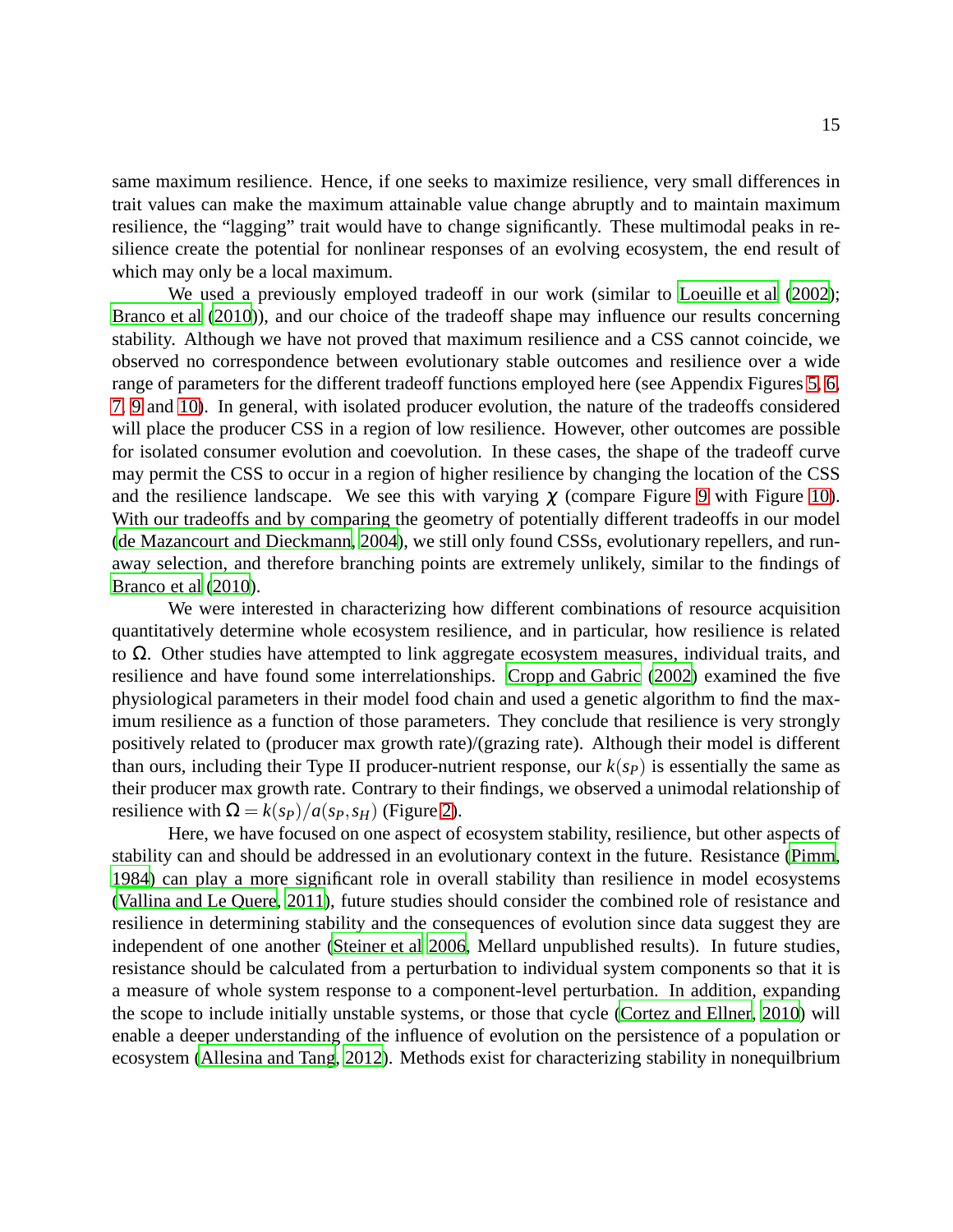same maximum resilience. Hence, if one seeks to maximize resilience, very small differences in trait values can make the maximum attainable value change abruptly and to maintain maximum resilience, the "lagging" trait would have to change significantly. These multimodal peaks in resilience create the potential for nonlinear responses of an evolving ecosystem, the end result of which may only be a local maximum.

We used a previously employed tradeoff in our work (similar to Loeuille et al (2002); Branco et al (2010)), and our choice of the tradeoff shape may influence our results concerning stability. Although we have not proved that maximum resilience and a CSS cannot coincide, we observed no correspondence between evolutionary stable outcomes and resilience over a wide range of parameters for the different tradeoff functions employed here (see Appendix Figures 5, 6, 7, 9 and 10). In general, with isolated producer evolution, the nature of the tradeoffs considered will place the producer CSS in a region of low resilience. However, other outcomes are possible for isolated consumer evolution and coevolution. In these cases, the shape of the tradeoff curve may permit the CSS to occur in a region of higher resilience by changing the location of the CSS and the resilience landscape. We see this with varying $\chi$ (compare Figure 9 with Figure 10). With our tradeoffs and by comparing the geometry of potentially different tradeoffs in our model (de Mazancourt and Dieckmann, 2004), we still only found CSSs, evolutionary repellers, and runaway selection, and therefore branching points are extremely unlikely, similar to the findings of Branco et al (2010).

We were interested in characterizing how different combinations of resource acquisition quantitatively determine whole ecosystem resilience, and in particular, how resilience is related to $\Omega$. Other studies have attempted to link aggregate ecosystem measures, individual traits, and resilience and have found some interrelationships. Cropp and Gabric (2002) examined the five physiological parameters in their model food chain and used a genetic algorithm to find the maximum resilience as a function of those parameters. They conclude that resilience is very strongly positively related to (producer max growth rate)/(grazing rate). Although their model is different than ours, including their Type II producer-nutrient response, our $k(s_P)$ is essentially the same as their producer max growth rate. Contrary to their findings, we observed a unimodal relationship of resilience with $\Omega = k(s_P)/a(s_P,s_H)$ (Figure 2).

Here, we have focused on one aspect of ecosystem stability, resilience, but other aspects of stability can and should be addressed in an evolutionary context in the future. Resistance (Pimm, 1984) can play a more significant role in overall stability than resilience in model ecosystems (Vallina and Le Quere, 2011), future studies should consider the combined role of resistance and resilience in determining stability and the consequences of evolution since data suggest they are independent of one another (Steiner et al 2006, Mellard unpublished results). In future studies, resistance should be calculated from a perturbation to individual system components so that it is a measure of whole system response to a component-level perturbation. In addition, expanding the scope to include initially unstable systems, or those that cycle (Cortez and Ellner, 2010) will enable a deeper understanding of the influence of evolution on the persistence of a population or ecosystem (Allesina and Tang, 2012). Methods exist for characterizing stability in nonequilbrium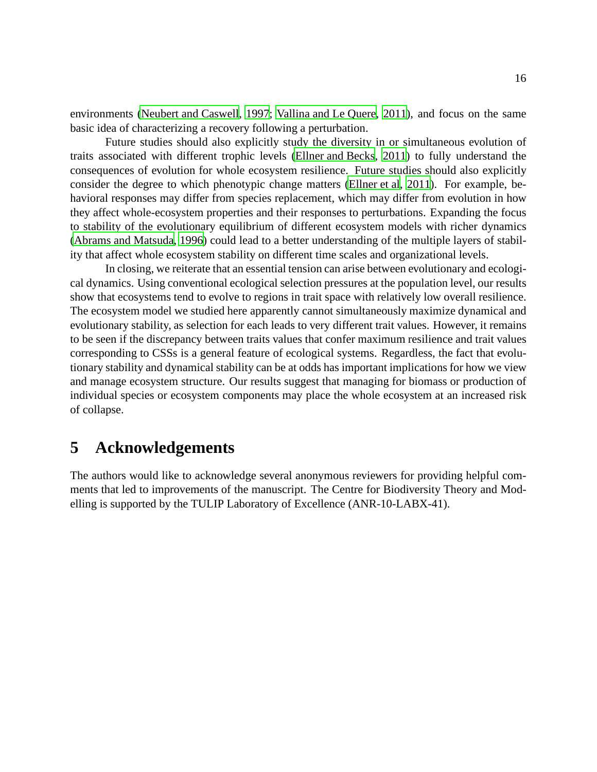environments (Neubert and Caswell, 1997; Vallina and Le Quere, 2011), and focus on the same basic idea of characterizing a recovery following a perturbation.

Future studies should also explicitly study the diversity in or simultaneous evolution of traits associated with different trophic levels (Ellner and Becks, 2011) to fully understand the consequences of evolution for whole ecosystem resilience. Future studies should also explicitly consider the degree to which phenotypic change matters (Ellner et al, 2011). For example, behavioral responses may differ from species replacement, which may differ from evolution in how they affect whole-ecosystem properties and their responses to perturbations. Expanding the focus to stability of the evolutionary equilibrium of different ecosystem models with richer dynamics (Abrams and Matsuda, 1996) could lead to a better understanding of the multiple layers of stability that affect whole ecosystem stability on different time scales and organizational levels.

In closing, we reiterate that an essential tension can arise between evolutionary and ecological dynamics. Using conventional ecological selection pressures at the population level, our results show that ecosystems tend to evolve to regions in trait space with relatively low overall resilience. The ecosystem model we studied here apparently cannot simultaneously maximize dynamical and evolutionary stability, as selection for each leads to very different trait values. However, it remains to be seen if the discrepancy between traits values that confer maximum resilience and trait values corresponding to CSSs is a general feature of ecological systems. Regardless, the fact that evolutionary stability and dynamical stability can be at odds has important implications for how we view and manage ecosystem structure. Our results suggest that managing for biomass or production of individual species or ecosystem components may place the whole ecosystem at an increased risk of collapse.

# 5 Acknowledgements

The authors would like to acknowledge several anonymous reviewers for providing helpful comments that led to improvements of the manuscript. The Centre for Biodiversity Theory and Modelling is supported by the TULIP Laboratory of Excellence (ANR-10-LABX-41).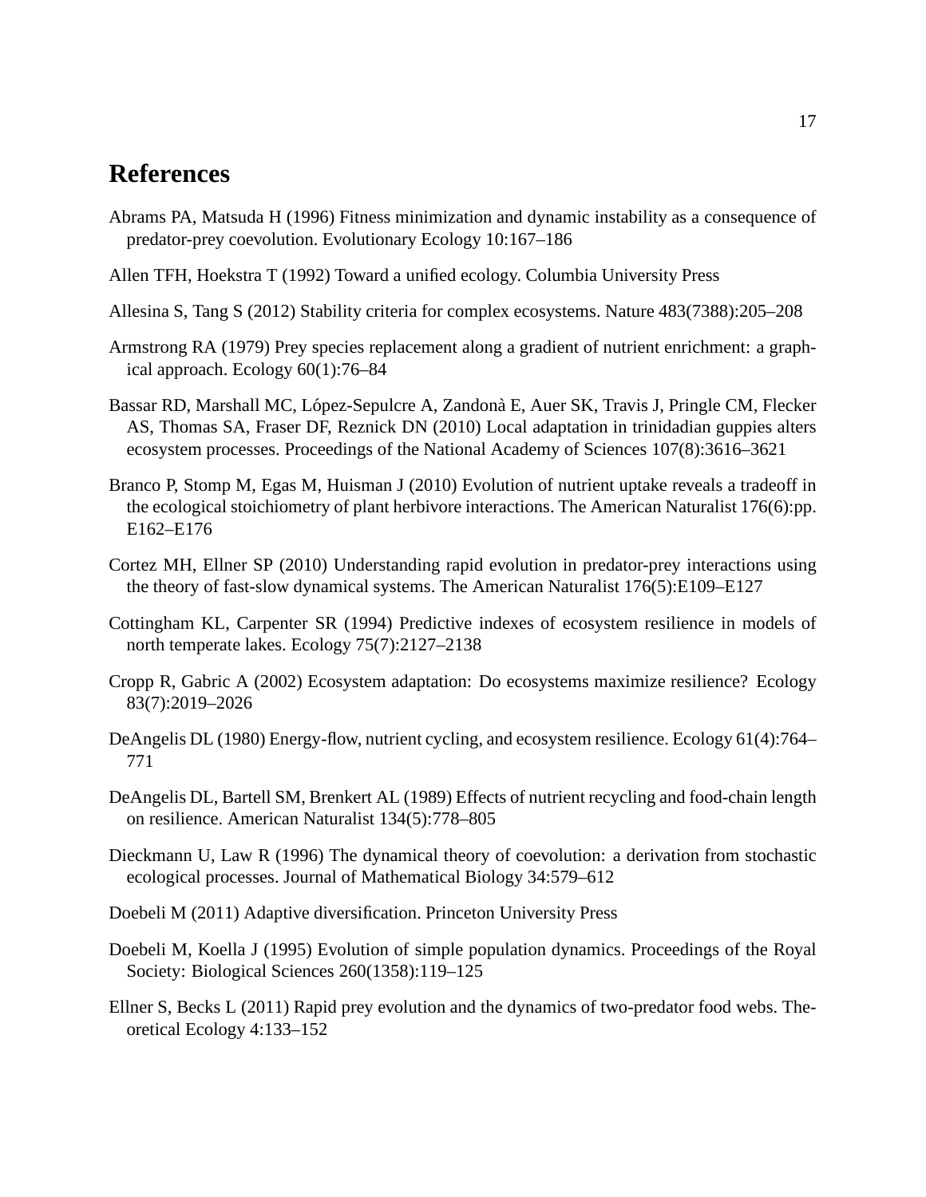# References

Abrams PA, Matsuda H (1996) Fitness minimization and dynamic instability as a consequence of predator-prey coevolution. Evolutionary Ecology 10:167–186

Allen TFH, Hoekstra T (1992) Toward a unified ecology. Columbia University Press

Allesina S, Tang S (2012) Stability criteria for complex ecosystems. Nature 483(7388):205–208

Armstrong RA (1979) Prey species replacement along a gradient of nutrient enrichment: a graphical approach. Ecology 60(1):76–84

Bassar RD, Marshall MC, López-Sepulcre A, Zandonà E, Auer SK, Travis J, Pringle CM, Flecker AS, Thomas SA, Fraser DF, Reznick DN (2010) Local adaptation in trinidadian guppies alters ecosystem processes. Proceedings of the National Academy of Sciences 107(8):3616–3621

Branco P, Stomp M, Egas M, Huisman J (2010) Evolution of nutrient uptake reveals a tradeoff in the ecological stoichiometry of plant herbivore interactions. The American Naturalist 176(6):pp. E162–E176

Cortez MH, Ellner SP (2010) Understanding rapid evolution in predator-prey interactions using the theory of fast-slow dynamical systems. The American Naturalist 176(5):E109–E127

Cottingham KL, Carpenter SR (1994) Predictive indexes of ecosystem resilience in models of north temperate lakes. Ecology 75(7):2127–2138

Cropp R, Gabric A (2002) Ecosystem adaptation: Do ecosystems maximize resilience? Ecology 83(7):2019–2026

DeAngelis DL (1980) Energy-flow, nutrient cycling, and ecosystem resilience. Ecology 61(4):764–771

DeAngelis DL, Bartell SM, Brenkert AL (1989) Effects of nutrient recycling and food-chain length on resilience. American Naturalist 134(5):778–805

Dieckmann U, Law R (1996) The dynamical theory of coevolution: a derivation from stochastic ecological processes. Journal of Mathematical Biology 34:579–612

Doebeli M (2011) Adaptive diversification. Princeton University Press

Doebeli M, Koella J (1995) Evolution of simple population dynamics. Proceedings of the Royal Society: Biological Sciences 260(1358):119–125

Ellner S, Becks L (2011) Rapid prey evolution and the dynamics of two-predator food webs. Theoretical Ecology 4:133–152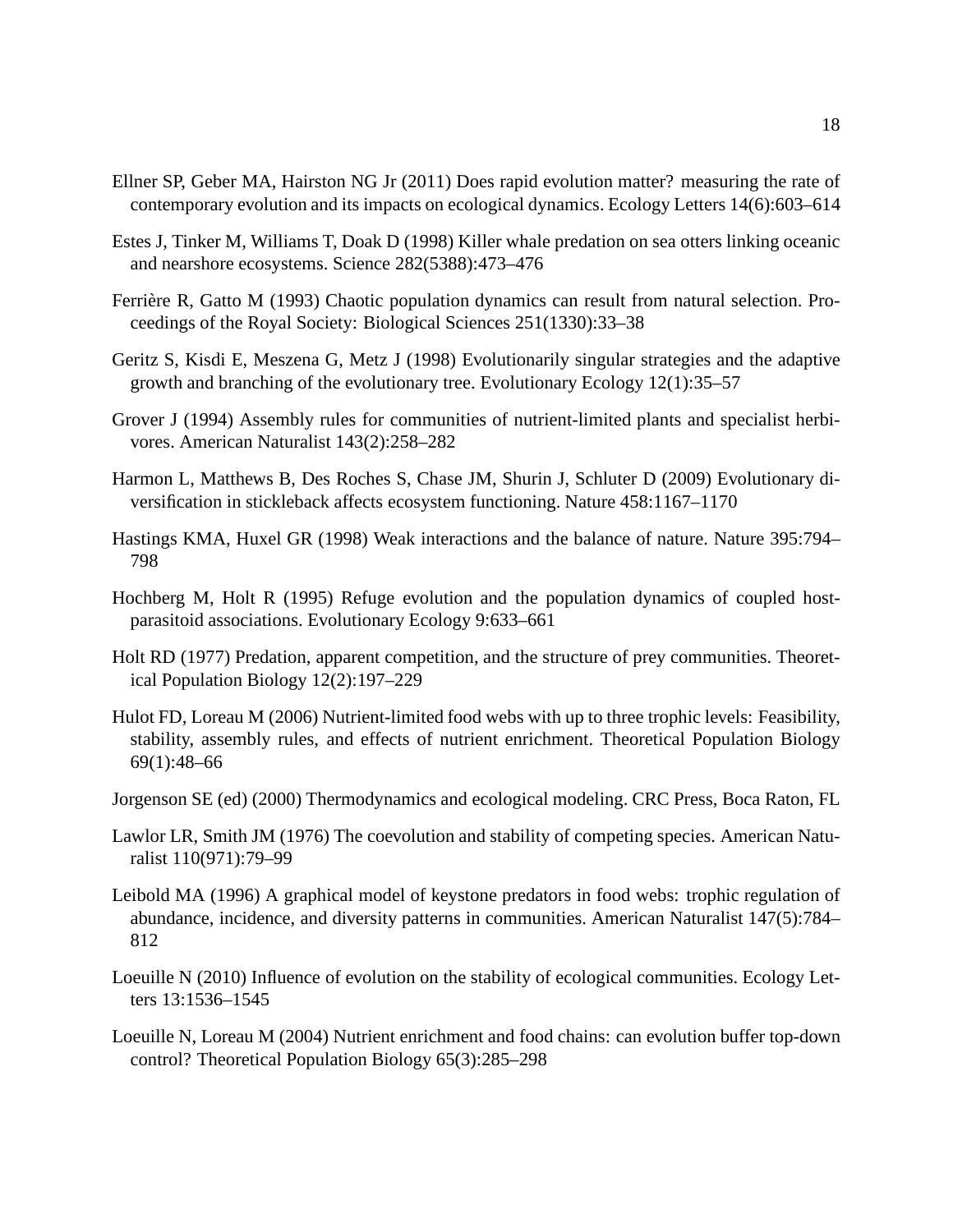Ellner SP, Geber MA, Hairston NG Jr (2011) Does rapid evolution matter? measuring the rate of contemporary evolution and its impacts on ecological dynamics. Ecology Letters 14(6):603–614

Estes J, Tinker M, Williams T, Doak D (1998) Killer whale predation on sea otters linking oceanic and nearshore ecosystems. Science 282(5388):473–476

Ferrière R, Gatto M (1993) Chaotic population dynamics can result from natural selection. Proceedings of the Royal Society: Biological Sciences 251(1330):33–38

Geritz S, Kisdi E, Meszena G, Metz J (1998) Evolutionarily singular strategies and the adaptive growth and branching of the evolutionary tree. Evolutionary Ecology 12(1):35–57

Grover J (1994) Assembly rules for communities of nutrient-limited plants and specialist herbivores. American Naturalist 143(2):258–282

Harmon L, Matthews B, Des Roches S, Chase JM, Shurin J, Schluter D (2009) Evolutionary diversification in stickleback affects ecosystem functioning. Nature 458:1167–1170

Hastings KMA, Huxel GR (1998) Weak interactions and the balance of nature. Nature 395:794–798

Hochberg M, Holt R (1995) Refuge evolution and the population dynamics of coupled host-parasitoid associations. Evolutionary Ecology 9:633–661

Holt RD (1977) Predation, apparent competition, and the structure of prey communities. Theoretical Population Biology 12(2):197–229

Hulot FD, Loreau M (2006) Nutrient-limited food webs with up to three trophic levels: Feasibility, stability, assembly rules, and effects of nutrient enrichment. Theoretical Population Biology 69(1):48–66

Jorgenson SE (ed) (2000) Thermodynamics and ecological modeling. CRC Press, Boca Raton, FL

Lawlor LR, Smith JM (1976) The coevolution and stability of competing species. American Naturalist 110(971):79–99

Leibold MA (1996) A graphical model of keystone predators in food webs: trophic regulation of abundance, incidence, and diversity patterns in communities. American Naturalist 147(5):784–812

Loeuille N (2010) Influence of evolution on the stability of ecological communities. Ecology Letters 13:1536–1545

Loeuille N, Loreau M (2004) Nutrient enrichment and food chains: can evolution buffer top-down control? Theoretical Population Biology 65(3):285–298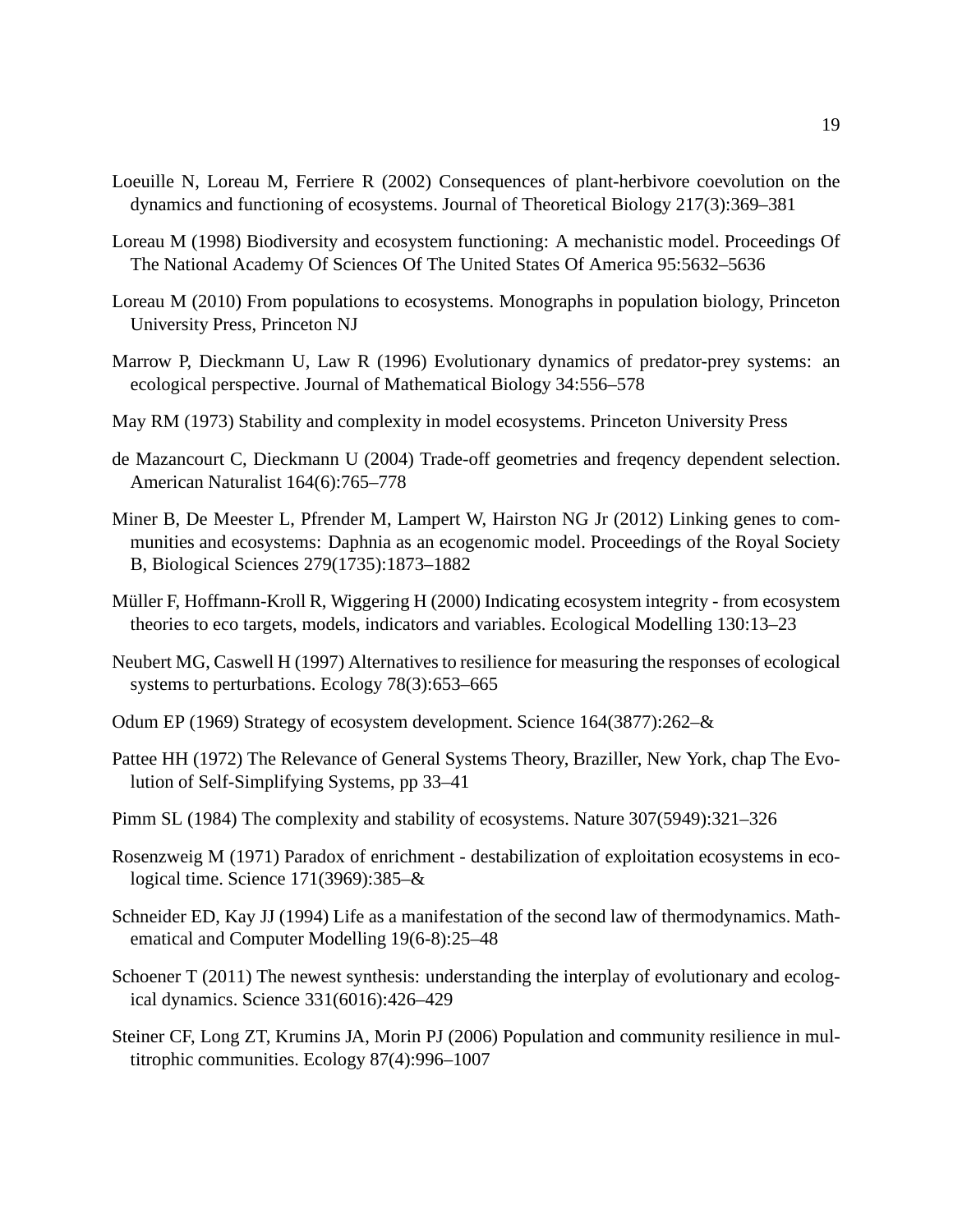Loeuille N, Loreau M, Ferriere R (2002) Consequences of plant-herbivore coevolution on the dynamics and functioning of ecosystems. Journal of Theoretical Biology 217(3):369–381

Loreau M (1998) Biodiversity and ecosystem functioning: A mechanistic model. Proceedings Of The National Academy Of Sciences Of The United States Of America 95:5632–5636

Loreau M (2010) From populations to ecosystems. Monographs in population biology, Princeton University Press, Princeton NJ

Marrow P, Dieckmann U, Law R (1996) Evolutionary dynamics of predator-prey systems: an ecological perspective. Journal of Mathematical Biology 34:556–578

May RM (1973) Stability and complexity in model ecosystems. Princeton University Press

de Mazancourt C, Dieckmann U (2004) Trade-off geometries and freqency dependent selection. American Naturalist 164(6):765–778

Miner B, De Meester L, Pfrender M, Lampert W, Hairston NG Jr (2012) Linking genes to communities and ecosystems: Daphnia as an ecogenomic model. Proceedings of the Royal Society B, Biological Sciences 279(1735):1873–1882

Müller F, Hoffmann-Kroll R, Wiggering H (2000) Indicating ecosystem integrity - from ecosystem theories to eco targets, models, indicators and variables. Ecological Modelling 130:13–23

Neubert MG, Caswell H (1997) Alternatives to resilience for measuring the responses of ecological systems to perturbations. Ecology 78(3):653–665

Odum EP (1969) Strategy of ecosystem development. Science 164(3877):262–&

Pattee HH (1972) The Relevance of General Systems Theory, Braziller, New York, chap The Evolution of Self-Simplifying Systems, pp 33–41

Pimm SL (1984) The complexity and stability of ecosystems. Nature 307(5949):321–326

Rosenzweig M (1971) Paradox of enrichment - destabilization of exploitation ecosystems in ecological time. Science 171(3969):385–&

Schneider ED, Kay JJ (1994) Life as a manifestation of the second law of thermodynamics. Mathematical and Computer Modelling 19(6-8):25–48

Schoener T (2011) The newest synthesis: understanding the interplay of evolutionary and ecological dynamics. Science 331(6016):426–429

Steiner CF, Long ZT, Krumins JA, Morin PJ (2006) Population and community resilience in multitrophic communities. Ecology 87(4):996–1007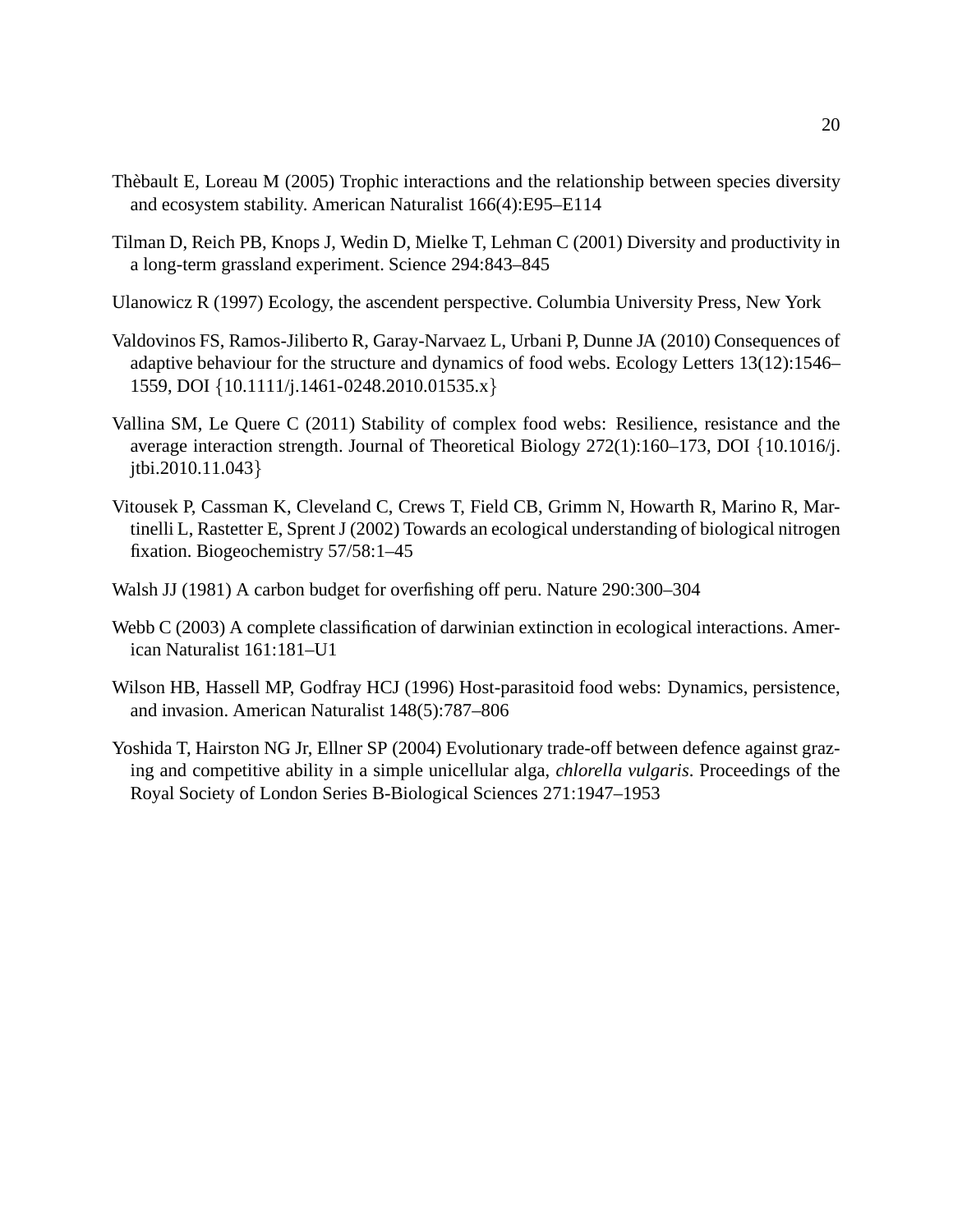Thèbault E, Loreau M (2005) Trophic interactions and the relationship between species diversity and ecosystem stability. American Naturalist 166(4):E95–E114

Tilman D, Reich PB, Knops J, Wedin D, Mielke T, Lehman C (2001) Diversity and productivity in a long-term grassland experiment. Science 294:843–845

Ulanowicz R (1997) Ecology, the ascendent perspective. Columbia University Press, New York

Valdovinos FS, Ramos-Jiliberto R, Garay-Narvaez L, Urbani P, Dunne JA (2010) Consequences of adaptive behaviour for the structure and dynamics of food webs. Ecology Letters 13(12):1546–1559, DOI {10.1111/j.1461-0248.2010.01535.x}

Vallina SM, Le Quere C (2011) Stability of complex food webs: Resilience, resistance and the average interaction strength. Journal of Theoretical Biology 272(1):160–173, DOI {10.1016/j.jtbi.2010.11.043}

Vitousek P, Cassman K, Cleveland C, Crews T, Field CB, Grimm N, Howarth R, Marino R, Martinelli L, Rastetter E, Sprent J (2002) Towards an ecological understanding of biological nitrogen fixation. Biogeochemistry 57/58:1–45

Walsh JJ (1981) A carbon budget for overfishing off peru. Nature 290:300–304

Webb C (2003) A complete classification of darwinian extinction in ecological interactions. American Naturalist 161:181–U1

Wilson HB, Hassell MP, Godfray HCJ (1996) Host-parasitoid food webs: Dynamics, persistence, and invasion. American Naturalist 148(5):787–806

Yoshida T, Hairston NG Jr, Ellner SP (2004) Evolutionary trade-off between defence against grazing and competitive ability in a simple unicellular alga, *chlorella vulgaris*. Proceedings of the Royal Society of London Series B-Biological Sciences 271:1947–1953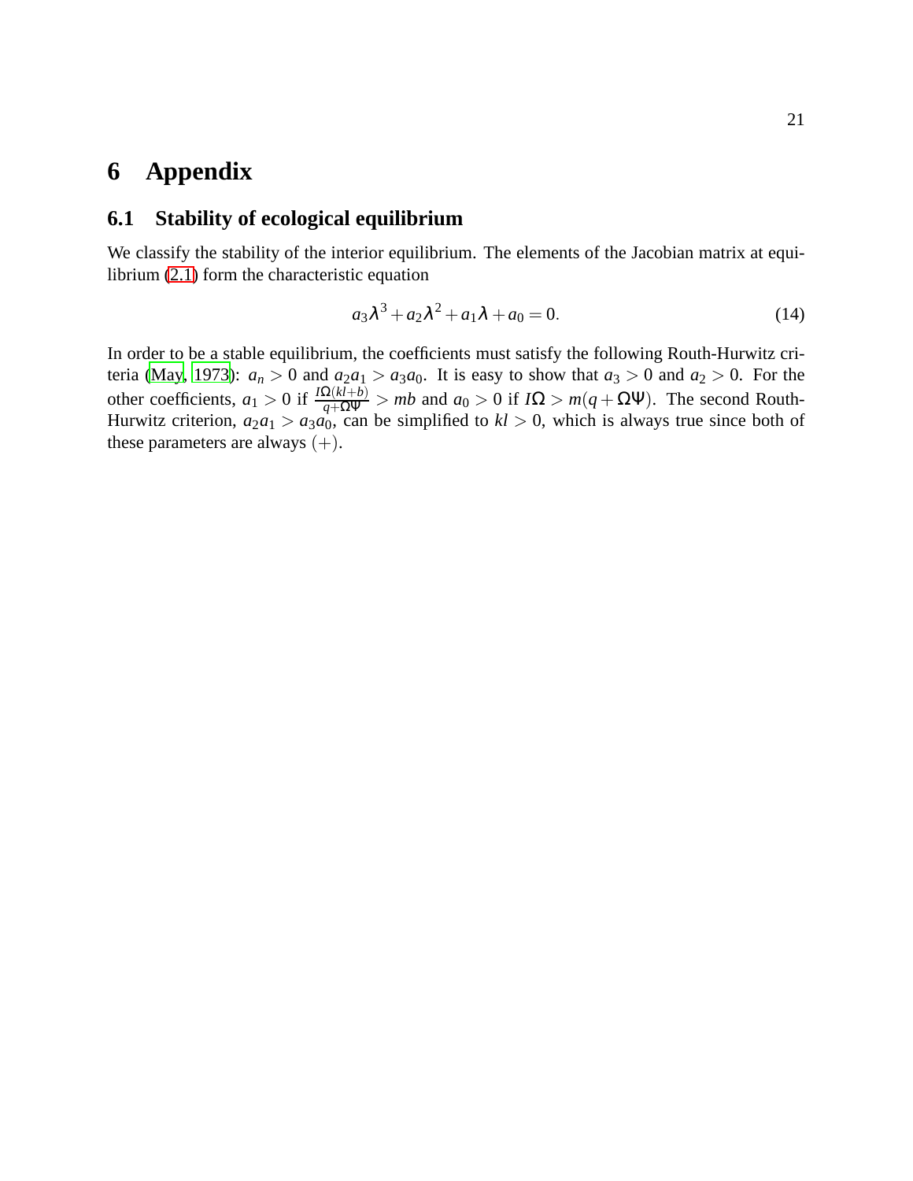# 6 Appendix

## 6.1 Stability of ecological equilibrium

We classify the stability of the interior equilibrium. The elements of the Jacobian matrix at equilibrium (2.1) form the characteristic equation

$$a_3\lambda^3 + a_2\lambda^2 + a_1\lambda + a_0 = 0. \tag{14}$$

In order to be a stable equilibrium, the coefficients must satisfy the following Routh-Hurwitz criteria (May, 1973): $a_n > 0$ and $a_2 a_1 > a_3 a_0$. It is easy to show that $a_3 > 0$ and $a_2 > 0$. For the other coefficients, $a_1 > 0$ if $\frac{I\Omega(kl+b)}{q+\Omega\Psi} > mb$ and $a_0 > 0$ if $I\Omega > m(q+\Omega\Psi)$. The second Routh-Hurwitz criterion, $a_2 a_1 > a_3 a_0$, can be simplified to $kl > 0$, which is always true since both of these parameters are always $(+)$.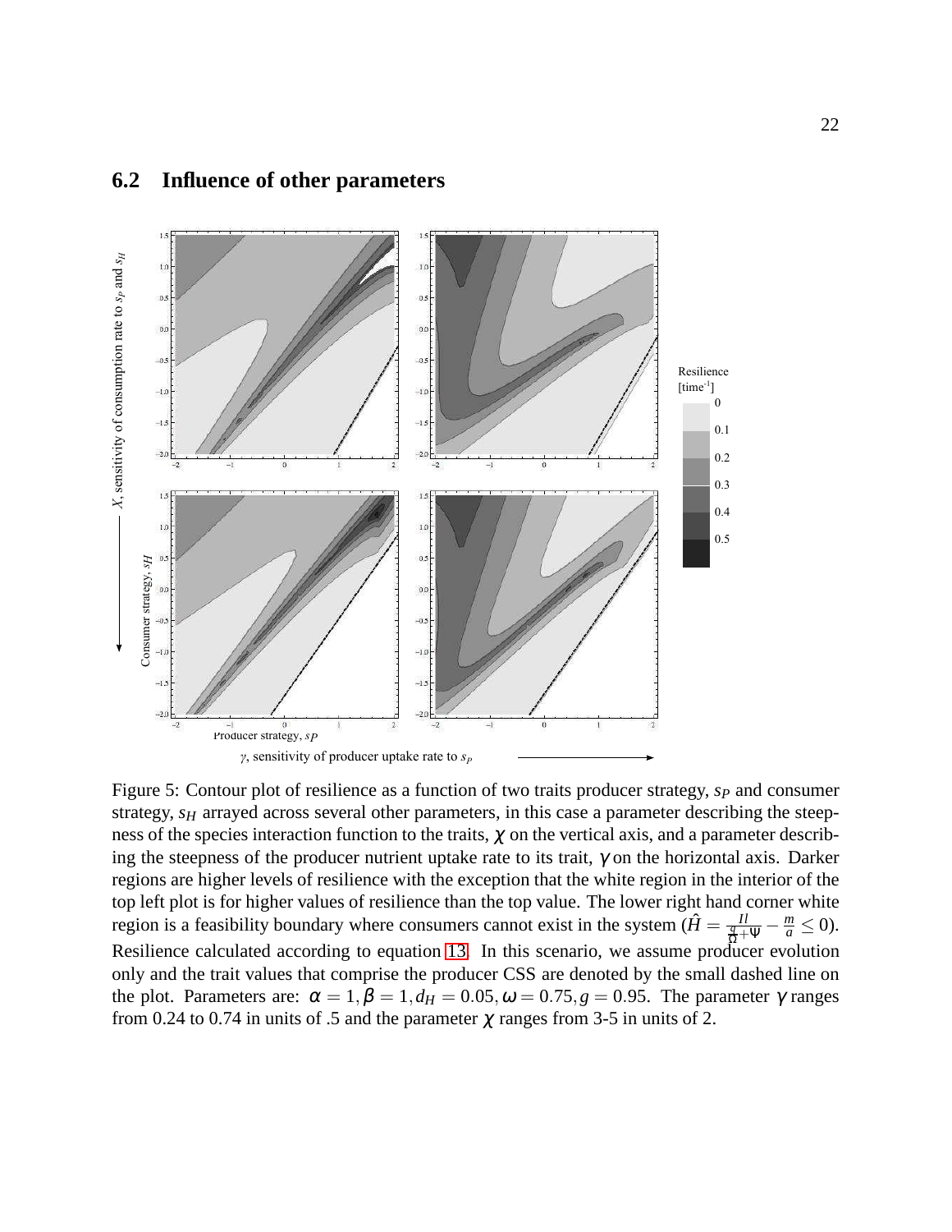## 6.2 Influence of other parameters

Figure 5: Contour plot of resilience as a function of two traits producer strategy, $s_P$ and consumer strategy, $s_H$ arrayed across several other parameters, in this case a parameter describing the steepness of the species interaction function to the traits, $\chi$ on the vertical axis, and a parameter describing the steepness of the producer nutrient uptake rate to its trait, $\gamma$ on the horizontal axis. Darker regions are higher levels of resilience with the exception that the white region in the interior of the top left plot is for higher values of resilience than the top value. The lower right hand corner white region is a feasibility boundary where consumers cannot exist in the system ($\hat{H} = \frac{Il}{\frac{q}{\Omega}+\Psi} - \frac{m}{a} \leq 0$). Resilience calculated according to equation 13. In this scenario, we assume producer evolution only and the trait values that comprise the producer CSS are denoted by the small dashed line on the plot. Parameters are: $\alpha = 1, \beta = 1, d_H = 0.05, \omega = 0.75, g = 0.95$. The parameter $\gamma$ ranges from 0.24 to 0.74 in units of .5 and the parameter $\chi$ ranges from 3-5 in units of 2.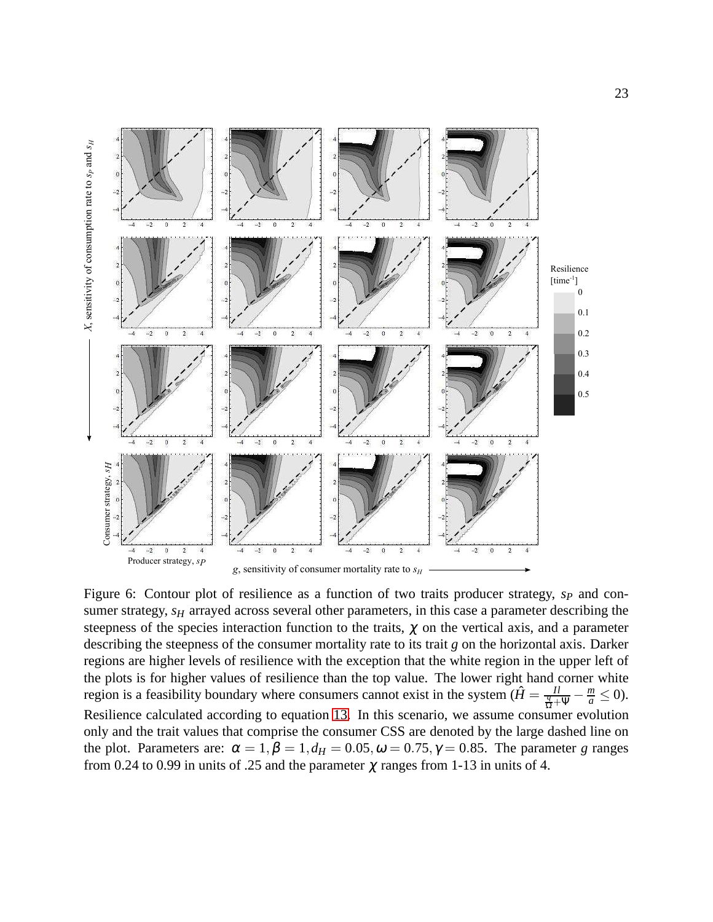Figure 6: Contour plot of resilience as a function of two traits producer strategy, $s_P$ and consumer strategy, $s_H$ arrayed across several other parameters, in this case a parameter describing the steepness of the species interaction function to the traits, $\chi$ on the vertical axis, and a parameter describing the steepness of the consumer mortality rate to its trait $g$ on the horizontal axis. Darker regions are higher levels of resilience with the exception that the white region in the upper left of the plots is for higher values of resilience than the top value. The lower right hand corner white region is a feasibility boundary where consumers cannot exist in the system ($\hat{H} = \frac{Il}{\frac{q}{\Omega}+\Psi} - \frac{m}{a} \leq 0$). Resilience calculated according to equation 13. In this scenario, we assume consumer evolution only and the trait values that comprise the consumer CSS are denoted by the large dashed line on the plot. Parameters are: $\alpha = 1, \beta = 1, d_H = 0.05, \omega = 0.75, \gamma = 0.85$. The parameter $g$ ranges from 0.24 to 0.99 in units of .25 and the parameter $\chi$ ranges from 1-13 in units of 4.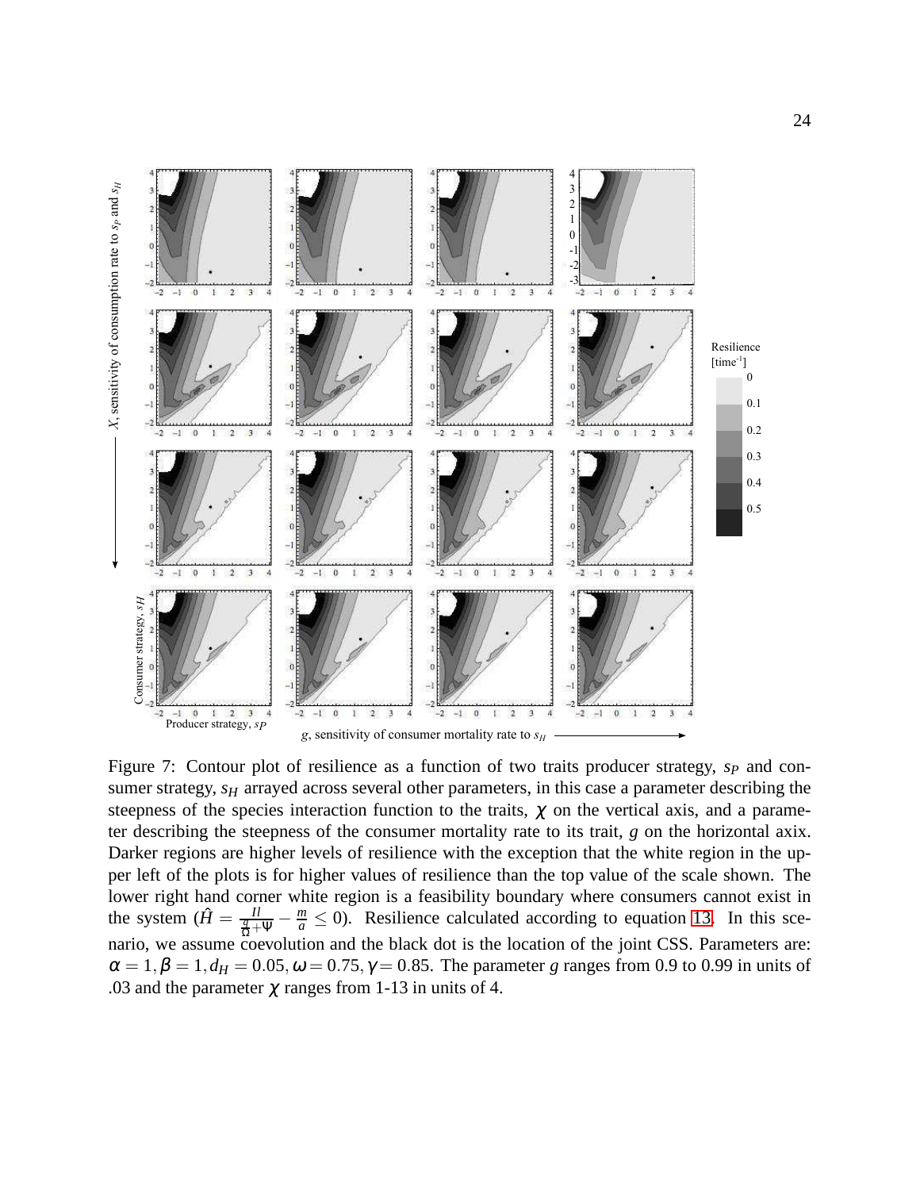Figure 7: Contour plot of resilience as a function of two traits producer strategy, $s_P$ and consumer strategy, $s_H$ arrayed across several other parameters, in this case a parameter describing the steepness of the species interaction function to the traits, $\chi$ on the vertical axis, and a parameter describing the steepness of the consumer mortality rate to its trait, $g$ on the horizontal axix. Darker regions are higher levels of resilience with the exception that the white region in the upper left of the plots is for higher values of resilience than the top value of the scale shown. The lower right hand corner white region is a feasibility boundary where consumers cannot exist in the system ($\hat{H} = \frac{Il}{\frac{q}{\Omega}+\Psi} - \frac{m}{a} \leq 0$). Resilience calculated according to equation 13. In this scenario, we assume coevolution and the black dot is the location of the joint CSS. Parameters are: $\alpha = 1, \beta = 1, d_H = 0.05, \omega = 0.75, \gamma = 0.85$. The parameter $g$ ranges from 0.9 to 0.99 in units of .03 and the parameter $\chi$ ranges from 1-13 in units of 4.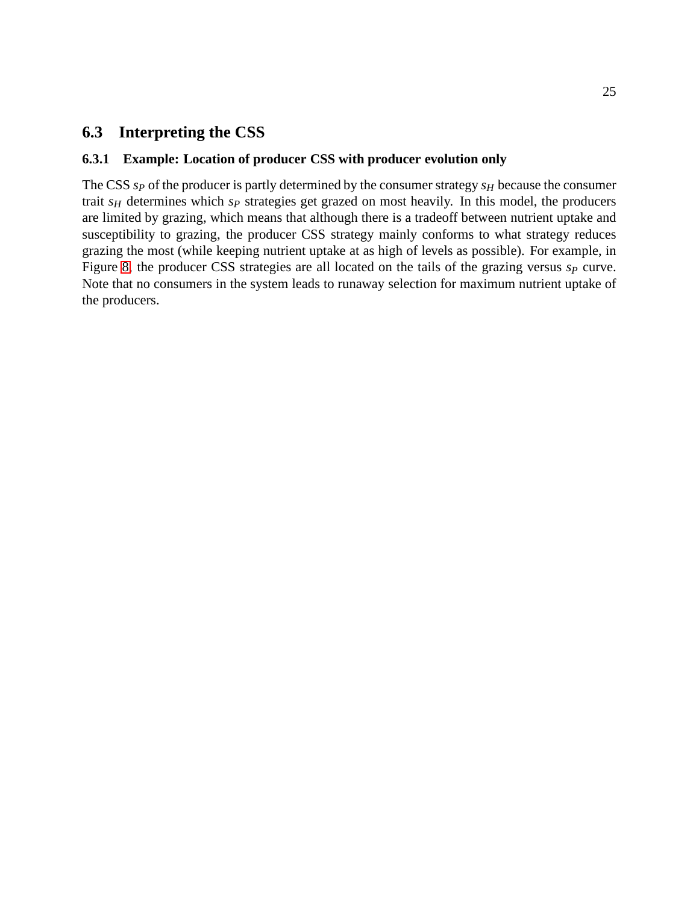## 6.3 Interpreting the CSS

### 6.3.1 Example: Location of producer CSS with producer evolution only

The CSS $s_P$ of the producer is partly determined by the consumer strategy $s_H$ because the consumer trait $s_H$ determines which $s_P$ strategies get grazed on most heavily. In this model, the producers are limited by grazing, which means that although there is a tradeoff between nutrient uptake and susceptibility to grazing, the producer CSS strategy mainly conforms to what strategy reduces grazing the most (while keeping nutrient uptake at as high of levels as possible). For example, in Figure 8, the producer CSS strategies are all located on the tails of the grazing versus $s_P$ curve. Note that no consumers in the system leads to runaway selection for maximum nutrient uptake of the producers.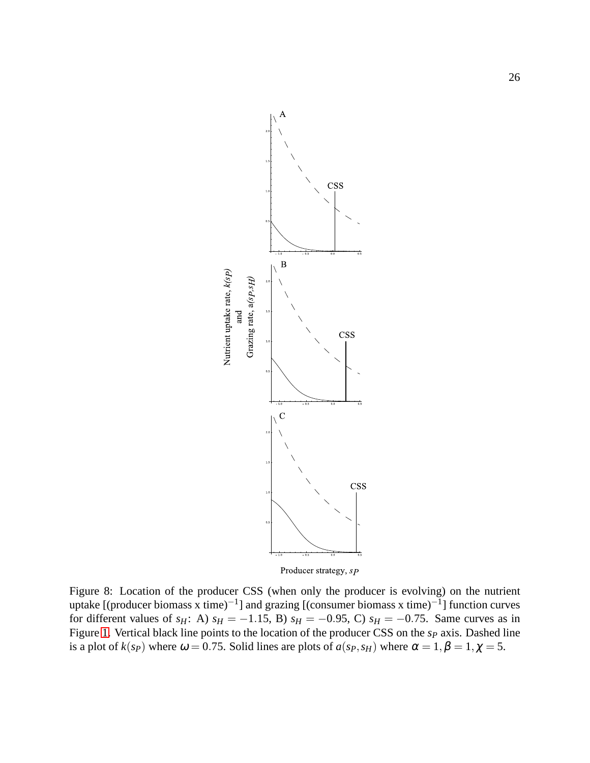Figure 8: Location of the producer CSS (when only the producer is evolving) on the nutrient uptake [(producer biomass x time)$^{-1}$] and grazing [(consumer biomass x time)$^{-1}$] function curves for different values of $s_H$: A) $s_H = -1.15$, B) $s_H = -0.95$, C) $s_H = -0.75$. Same curves as in Figure 1. Vertical black line points to the location of the producer CSS on the $s_P$ axis. Dashed line is a plot of $k(s_P)$ where $\omega = 0.75$. Solid lines are plots of $a(s_P, s_H)$ where $\alpha = 1, \beta = 1, \chi = 5$.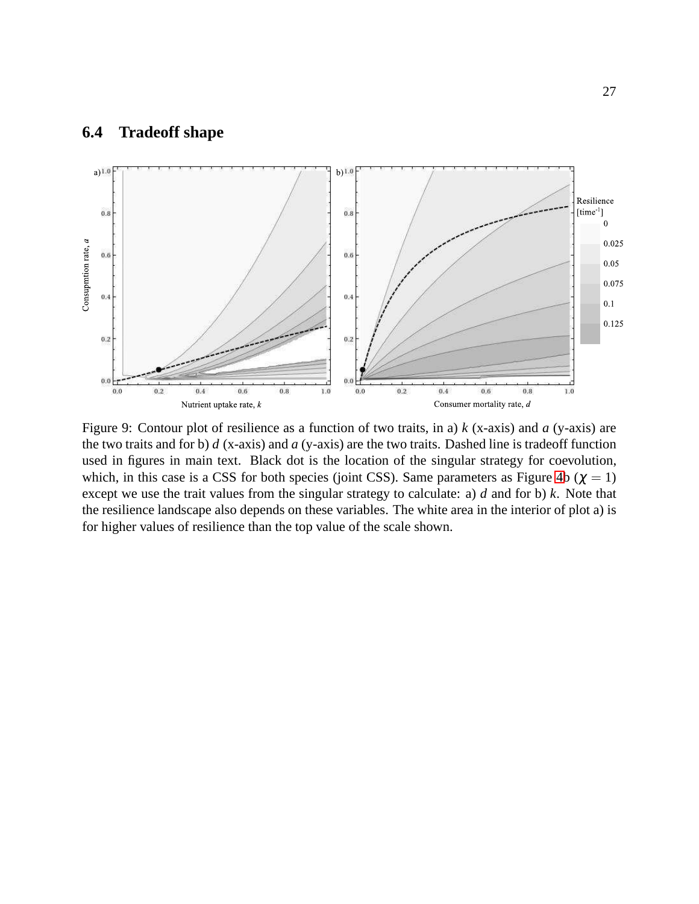## 6.4 Tradeoff shape

Figure 9: Contour plot of resilience as a function of two traits, in a) $k$ (x-axis) and $a$ (y-axis) are the two traits and for b) $d$ (x-axis) and $a$ (y-axis) are the two traits. Dashed line is tradeoff function used in figures in main text. Black dot is the location of the singular strategy for coevolution, which, in this case is a CSS for both species (joint CSS). Same parameters as Figure 4b ($\chi = 1$) except we use the trait values from the singular strategy to calculate: a) $d$ and for b) $k$. Note that the resilience landscape also depends on these variables. The white area in the interior of plot a) is for higher values of resilience than the top value of the scale shown.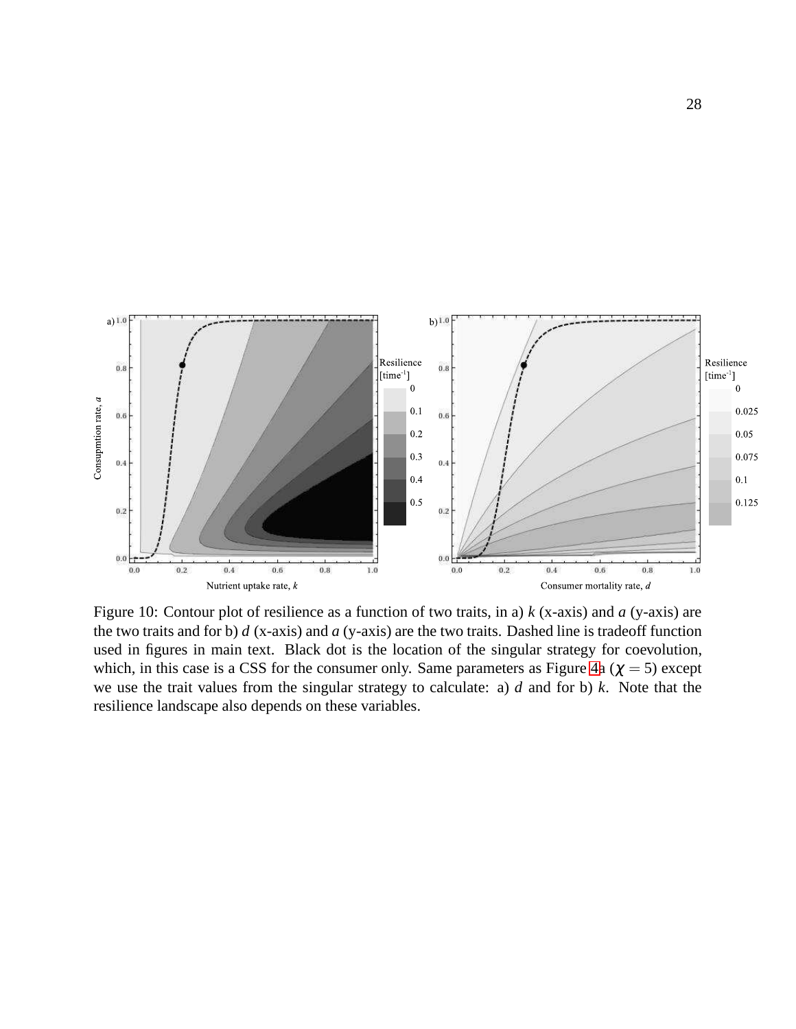a) 1.0

0.8

0.6

0.4

0.2

0.0

0.0 0.2 0.4 0.6 0.8 1.0

Consupmtion rate, $a$

Nutrient uptake rate, $k$

Resilience [time$^{-1}$]

0

0.1

0.2

0.3

0.4

0.5

b) 1.0

0.8

0.6

0.4

0.2

0.0

0.0 0.2 0.4 0.6 0.8 1.0

Consumer mortality rate, $d$

Resilience [time$^{-1}$]

0

0.025

0.05

0.075

0.1

0.125

Figure 10: Contour plot of resilience as a function of two traits, in a) $k$ (x-axis) and $a$ (y-axis) are the two traits and for b) $d$ (x-axis) and $a$ (y-axis) are the two traits. Dashed line is tradeoff function used in figures in main text. Black dot is the location of the singular strategy for coevolution, which, in this case is a CSS for the consumer only. Same parameters as Figure 4a ($\chi = 5$) except we use the trait values from the singular strategy to calculate: a) $d$ and for b) $k$. Note that the resilience landscape also depends on these variables.